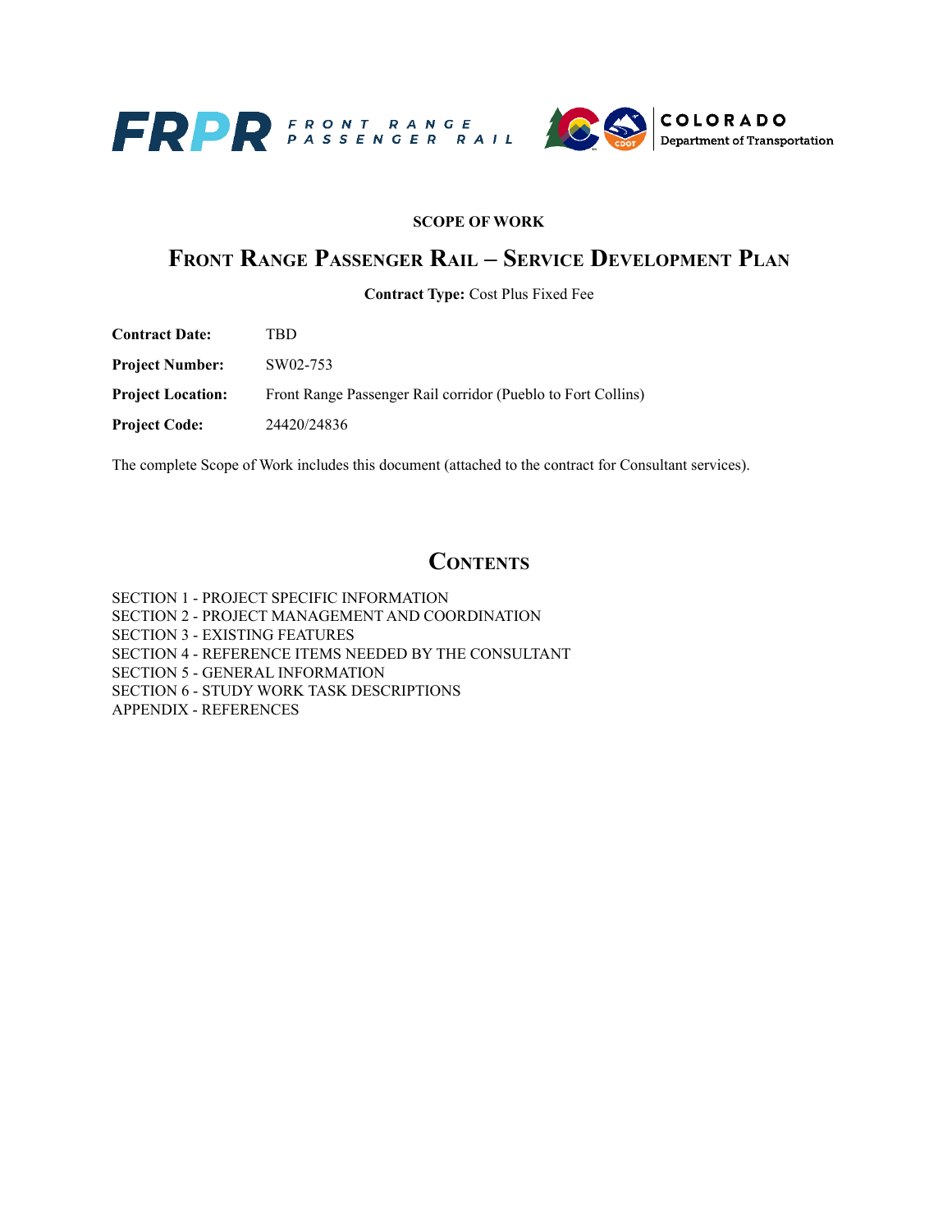**SCOPE OF WORK**

# FRONT RANGE PASSENGER RAIL – SERVICE DEVELOPMENT PLAN

**Contract Type:** Cost Plus Fixed Fee

**Contract Date:** TBD

**Project Number:** SW02-753

**Project Location:** Front Range Passenger Rail corridor (Pueblo to Fort Collins)

**Project Code:** 24420/24836

The complete Scope of Work includes this document (attached to the contract for Consultant services).

## CONTENTS

SECTION 1 - PROJECT SPECIFIC INFORMATION
SECTION 2 - PROJECT MANAGEMENT AND COORDINATION
SECTION 3 - EXISTING FEATURES
SECTION 4 - REFERENCE ITEMS NEEDED BY THE CONSULTANT
SECTION 5 - GENERAL INFORMATION
SECTION 6 - STUDY WORK TASK DESCRIPTIONS
APPENDIX - REFERENCES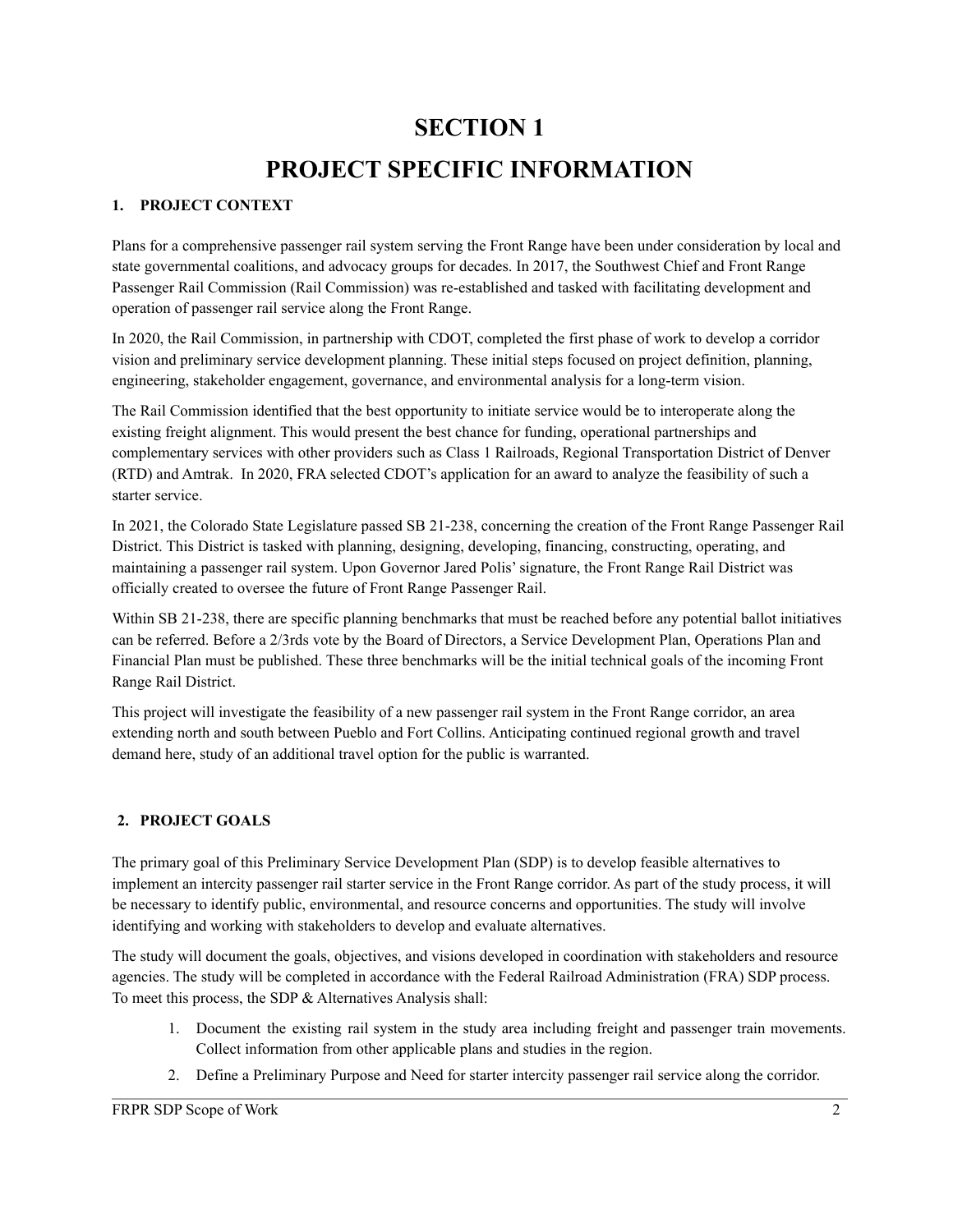# SECTION 1

# PROJECT SPECIFIC INFORMATION

## 1. PROJECT CONTEXT

Plans for a comprehensive passenger rail system serving the Front Range have been under consideration by local and state governmental coalitions, and advocacy groups for decades. In 2017, the Southwest Chief and Front Range Passenger Rail Commission (Rail Commission) was re-established and tasked with facilitating development and operation of passenger rail service along the Front Range.

In 2020, the Rail Commission, in partnership with CDOT, completed the first phase of work to develop a corridor vision and preliminary service development planning. These initial steps focused on project definition, planning, engineering, stakeholder engagement, governance, and environmental analysis for a long-term vision.

The Rail Commission identified that the best opportunity to initiate service would be to interoperate along the existing freight alignment. This would present the best chance for funding, operational partnerships and complementary services with other providers such as Class 1 Railroads, Regional Transportation District of Denver (RTD) and Amtrak. In 2020, FRA selected CDOT's application for an award to analyze the feasibility of such a starter service.

In 2021, the Colorado State Legislature passed SB 21-238, concerning the creation of the Front Range Passenger Rail District. This District is tasked with planning, designing, developing, financing, constructing, operating, and maintaining a passenger rail system. Upon Governor Jared Polis' signature, the Front Range Rail District was officially created to oversee the future of Front Range Passenger Rail.

Within SB 21-238, there are specific planning benchmarks that must be reached before any potential ballot initiatives can be referred. Before a 2/3rds vote by the Board of Directors, a Service Development Plan, Operations Plan and Financial Plan must be published. These three benchmarks will be the initial technical goals of the incoming Front Range Rail District.

This project will investigate the feasibility of a new passenger rail system in the Front Range corridor, an area extending north and south between Pueblo and Fort Collins. Anticipating continued regional growth and travel demand here, study of an additional travel option for the public is warranted.

## 2. PROJECT GOALS

The primary goal of this Preliminary Service Development Plan (SDP) is to develop feasible alternatives to implement an intercity passenger rail starter service in the Front Range corridor. As part of the study process, it will be necessary to identify public, environmental, and resource concerns and opportunities. The study will involve identifying and working with stakeholders to develop and evaluate alternatives.

The study will document the goals, objectives, and visions developed in coordination with stakeholders and resource agencies. The study will be completed in accordance with the Federal Railroad Administration (FRA) SDP process. To meet this process, the SDP & Alternatives Analysis shall:

1. Document the existing rail system in the study area including freight and passenger train movements. Collect information from other applicable plans and studies in the region.
2. Define a Preliminary Purpose and Need for starter intercity passenger rail service along the corridor.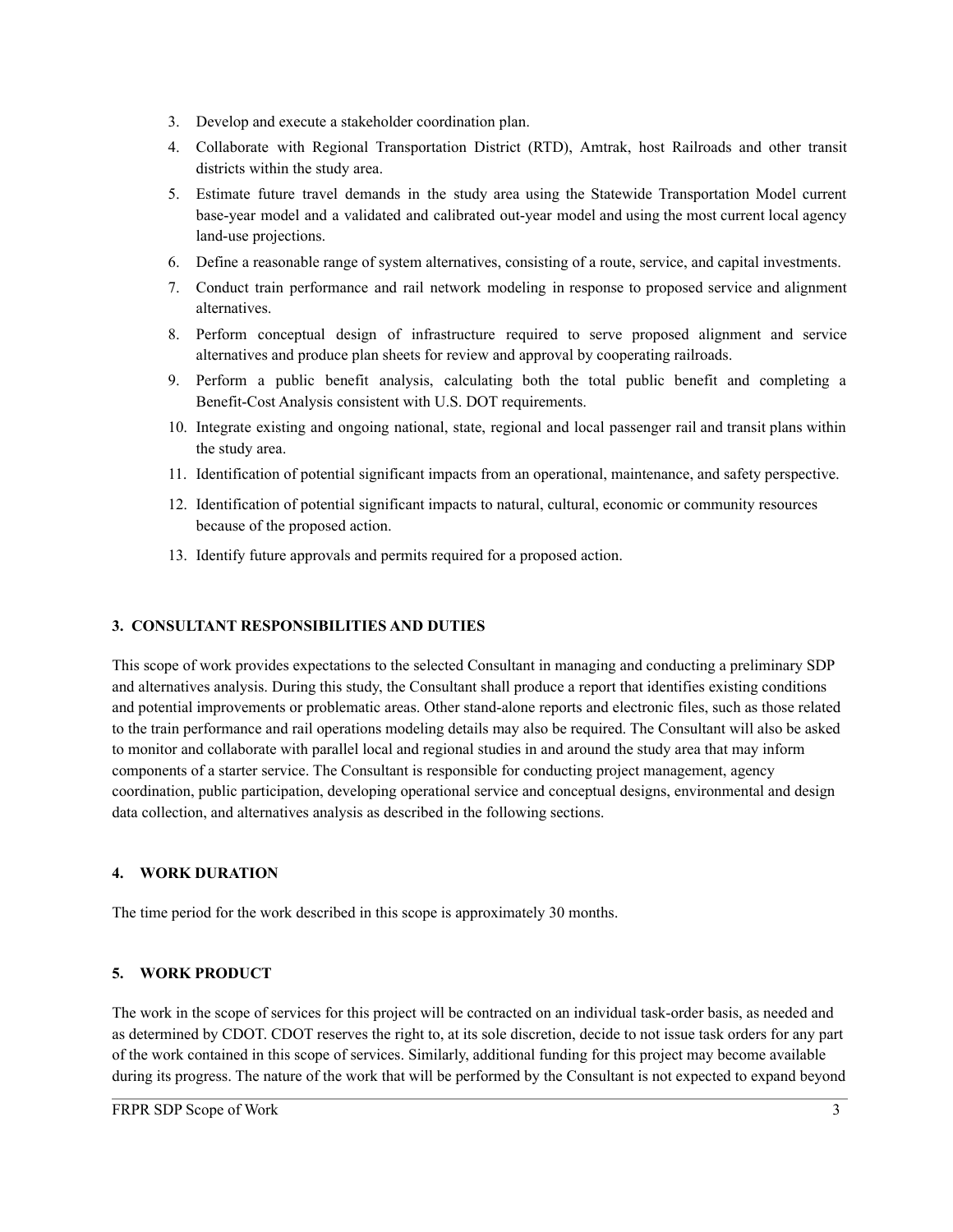3. Develop and execute a stakeholder coordination plan.
4. Collaborate with Regional Transportation District (RTD), Amtrak, host Railroads and other transit districts within the study area.
5. Estimate future travel demands in the study area using the Statewide Transportation Model current base-year model and a validated and calibrated out-year model and using the most current local agency land-use projections.
6. Define a reasonable range of system alternatives, consisting of a route, service, and capital investments.
7. Conduct train performance and rail network modeling in response to proposed service and alignment alternatives.
8. Perform conceptual design of infrastructure required to serve proposed alignment and service alternatives and produce plan sheets for review and approval by cooperating railroads.
9. Perform a public benefit analysis, calculating both the total public benefit and completing a Benefit-Cost Analysis consistent with U.S. DOT requirements.
10. Integrate existing and ongoing national, state, regional and local passenger rail and transit plans within the study area.
11. Identification of potential significant impacts from an operational, maintenance, and safety perspective.
12. Identification of potential significant impacts to natural, cultural, economic or community resources because of the proposed action.
13. Identify future approvals and permits required for a proposed action.

## 3. CONSULTANT RESPONSIBILITIES AND DUTIES

This scope of work provides expectations to the selected Consultant in managing and conducting a preliminary SDP and alternatives analysis. During this study, the Consultant shall produce a report that identifies existing conditions and potential improvements or problematic areas. Other stand-alone reports and electronic files, such as those related to the train performance and rail operations modeling details may also be required. The Consultant will also be asked to monitor and collaborate with parallel local and regional studies in and around the study area that may inform components of a starter service. The Consultant is responsible for conducting project management, agency coordination, public participation, developing operational service and conceptual designs, environmental and design data collection, and alternatives analysis as described in the following sections.

## 4. WORK DURATION

The time period for the work described in this scope is approximately 30 months.

## 5. WORK PRODUCT

The work in the scope of services for this project will be contracted on an individual task-order basis, as needed and as determined by CDOT. CDOT reserves the right to, at its sole discretion, decide to not issue task orders for any part of the work contained in this scope of services. Similarly, additional funding for this project may become available during its progress. The nature of the work that will be performed by the Consultant is not expected to expand beyond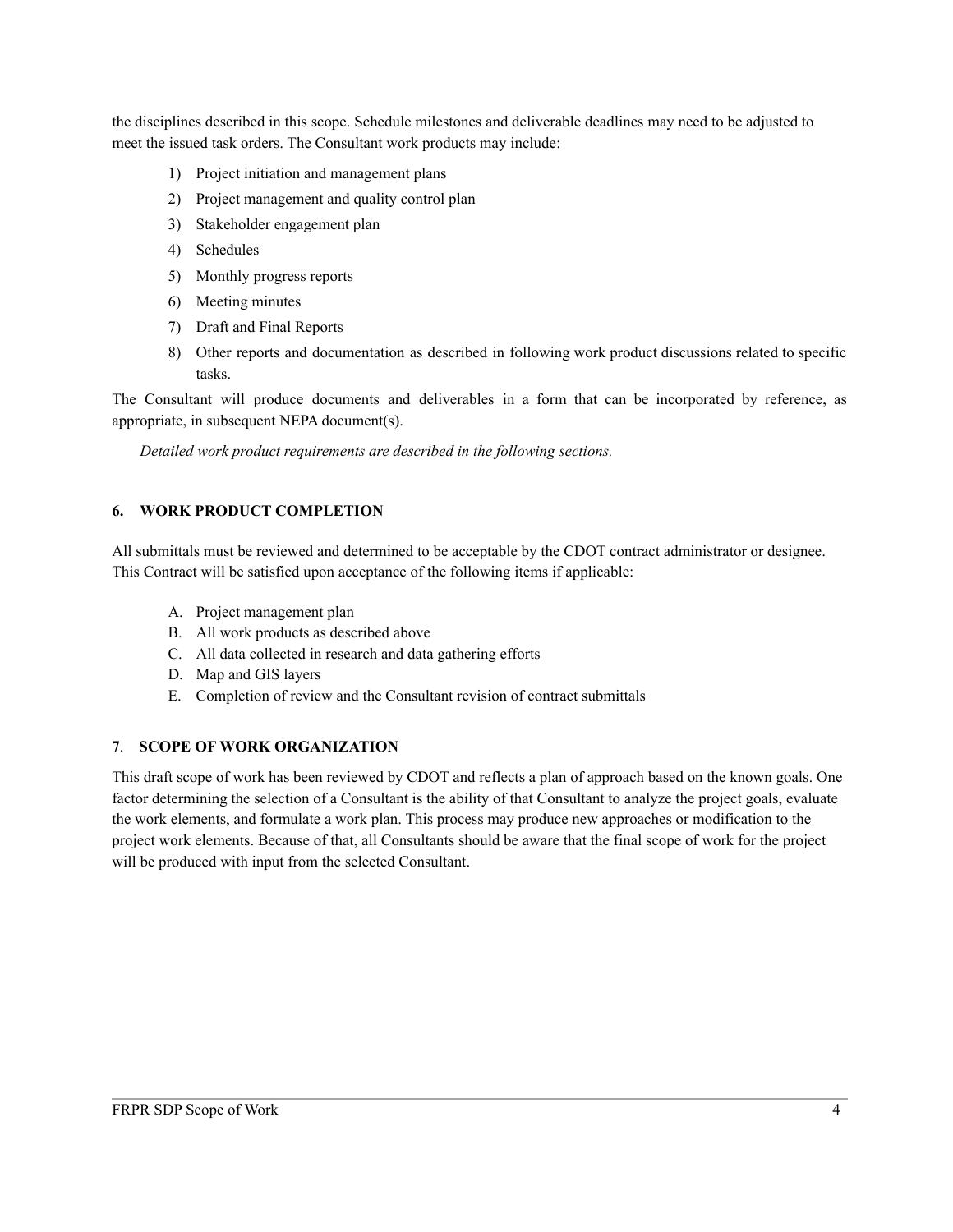the disciplines described in this scope. Schedule milestones and deliverable deadlines may need to be adjusted to meet the issued task orders. The Consultant work products may include:

1) Project initiation and management plans
2) Project management and quality control plan
3) Stakeholder engagement plan
4) Schedules
5) Monthly progress reports
6) Meeting minutes
7) Draft and Final Reports
8) Other reports and documentation as described in following work product discussions related to specific tasks.

The Consultant will produce documents and deliverables in a form that can be incorporated by reference, as appropriate, in subsequent NEPA document(s).

*Detailed work product requirements are described in the following sections.*

## 6. WORK PRODUCT COMPLETION

All submittals must be reviewed and determined to be acceptable by the CDOT contract administrator or designee. This Contract will be satisfied upon acceptance of the following items if applicable:

A. Project management plan
B. All work products as described above
C. All data collected in research and data gathering efforts
D. Map and GIS layers
E. Completion of review and the Consultant revision of contract submittals

## 7. SCOPE OF WORK ORGANIZATION

This draft scope of work has been reviewed by CDOT and reflects a plan of approach based on the known goals. One factor determining the selection of a Consultant is the ability of that Consultant to analyze the project goals, evaluate the work elements, and formulate a work plan. This process may produce new approaches or modification to the project work elements. Because of that, all Consultants should be aware that the final scope of work for the project will be produced with input from the selected Consultant.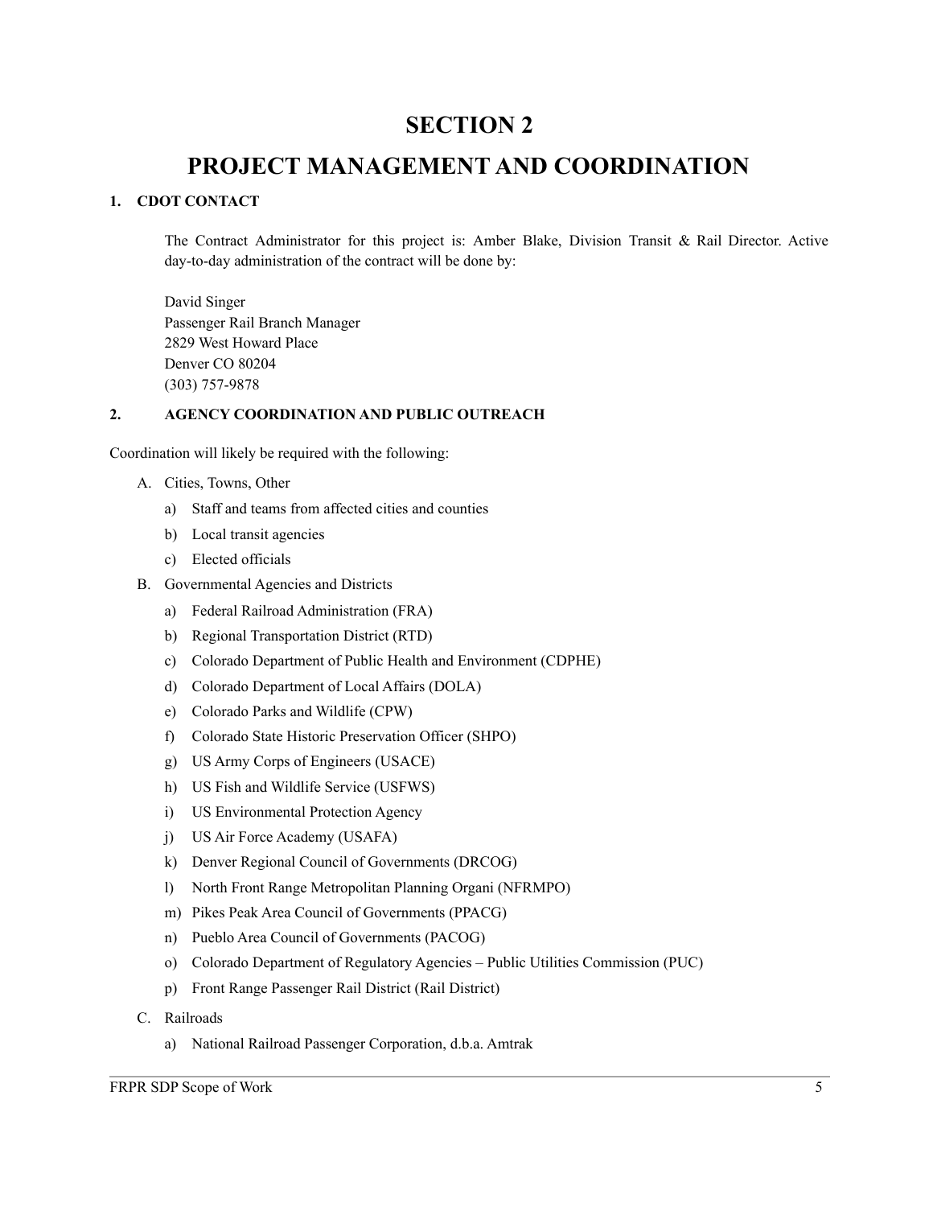# SECTION 2

# PROJECT MANAGEMENT AND COORDINATION

## 1. CDOT CONTACT

The Contract Administrator for this project is: Amber Blake, Division Transit & Rail Director. Active day-to-day administration of the contract will be done by:

David Singer
Passenger Rail Branch Manager
2829 West Howard Place
Denver CO 80204
(303) 757-9878

## 2. AGENCY COORDINATION AND PUBLIC OUTREACH

Coordination will likely be required with the following:

A. Cities, Towns, Other
   - a) Staff and teams from affected cities and counties
   - b) Local transit agencies
   - c) Elected officials

B. Governmental Agencies and Districts
   - a) Federal Railroad Administration (FRA)
   - b) Regional Transportation District (RTD)
   - c) Colorado Department of Public Health and Environment (CDPHE)
   - d) Colorado Department of Local Affairs (DOLA)
   - e) Colorado Parks and Wildlife (CPW)
   - f) Colorado State Historic Preservation Officer (SHPO)
   - g) US Army Corps of Engineers (USACE)
   - h) US Fish and Wildlife Service (USFWS)
   - i) US Environmental Protection Agency
   - j) US Air Force Academy (USAFA)
   - k) Denver Regional Council of Governments (DRCOG)
   - l) North Front Range Metropolitan Planning Organi (NFRMPO)
   - m) Pikes Peak Area Council of Governments (PPACG)
   - n) Pueblo Area Council of Governments (PACOG)
   - o) Colorado Department of Regulatory Agencies – Public Utilities Commission (PUC)
   - p) Front Range Passenger Rail District (Rail District)

C. Railroads
   - a) National Railroad Passenger Corporation, d.b.a. Amtrak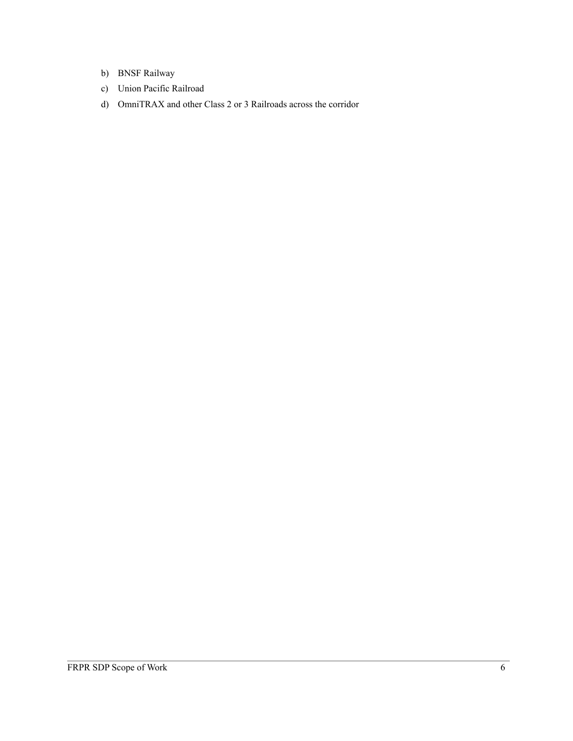b) BNSF Railway
c) Union Pacific Railroad
d) OmniTRAX and other Class 2 or 3 Railroads across the corridor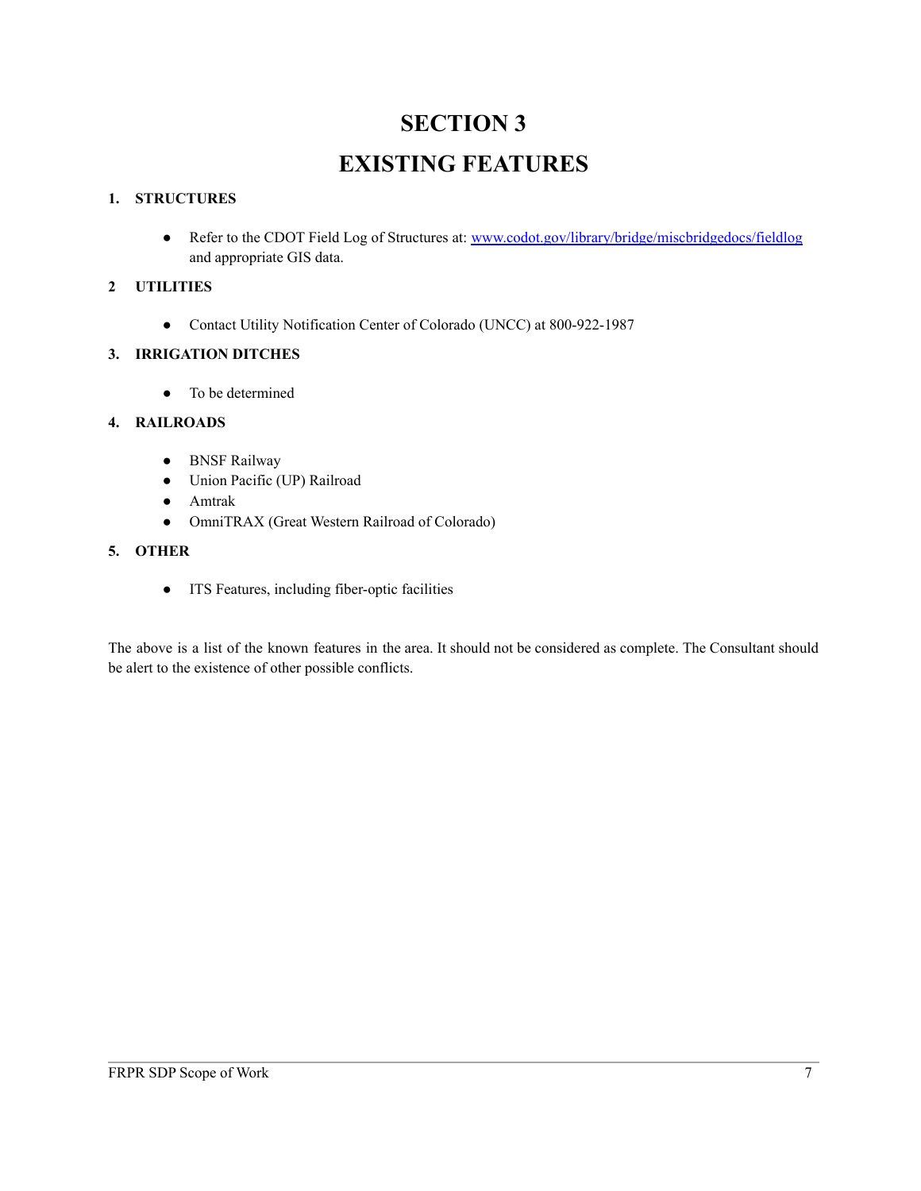# SECTION 3

# EXISTING FEATURES

**1. STRUCTURES**

- Refer to the CDOT Field Log of Structures at: [www.codot.gov/library/bridge/miscbridgedocs/fieldlog](www.codot.gov/library/bridge/miscbridgedocs/fieldlog) and appropriate GIS data.

**2 UTILITIES**

- Contact Utility Notification Center of Colorado (UNCC) at 800-922-1987

**3. IRRIGATION DITCHES**

- To be determined

**4. RAILROADS**

- BNSF Railway
- Union Pacific (UP) Railroad
- Amtrak
- OmniTRAX (Great Western Railroad of Colorado)

**5. OTHER**

- ITS Features, including fiber-optic facilities

The above is a list of the known features in the area. It should not be considered as complete. The Consultant should be alert to the existence of other possible conflicts.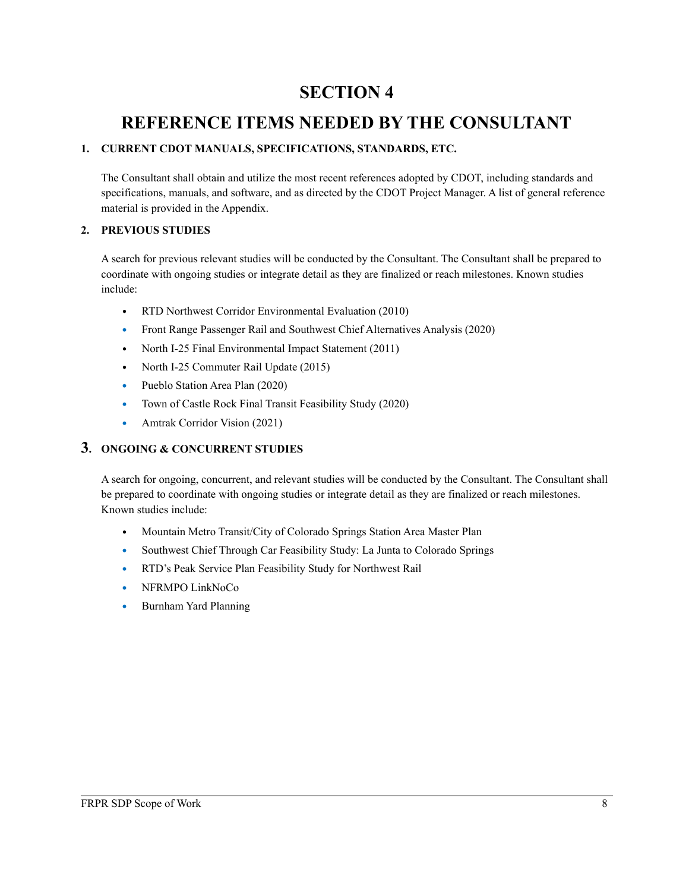# SECTION 4

# REFERENCE ITEMS NEEDED BY THE CONSULTANT

### 1. CURRENT CDOT MANUALS, SPECIFICATIONS, STANDARDS, ETC.

The Consultant shall obtain and utilize the most recent references adopted by CDOT, including standards and specifications, manuals, and software, and as directed by the CDOT Project Manager. A list of general reference material is provided in the Appendix.

### 2. PREVIOUS STUDIES

A search for previous relevant studies will be conducted by the Consultant. The Consultant shall be prepared to coordinate with ongoing studies or integrate detail as they are finalized or reach milestones. Known studies include:

- RTD Northwest Corridor Environmental Evaluation (2010)
- Front Range Passenger Rail and Southwest Chief Alternatives Analysis (2020)
- North I-25 Final Environmental Impact Statement (2011)
- North I-25 Commuter Rail Update (2015)
- Pueblo Station Area Plan (2020)
- Town of Castle Rock Final Transit Feasibility Study (2020)
- Amtrak Corridor Vision (2021)

### 3. ONGOING & CONCURRENT STUDIES

A search for ongoing, concurrent, and relevant studies will be conducted by the Consultant. The Consultant shall be prepared to coordinate with ongoing studies or integrate detail as they are finalized or reach milestones. Known studies include:

- Mountain Metro Transit/City of Colorado Springs Station Area Master Plan
- Southwest Chief Through Car Feasibility Study: La Junta to Colorado Springs
- RTD's Peak Service Plan Feasibility Study for Northwest Rail
- NFRMPO LinkNoCo
- Burnham Yard Planning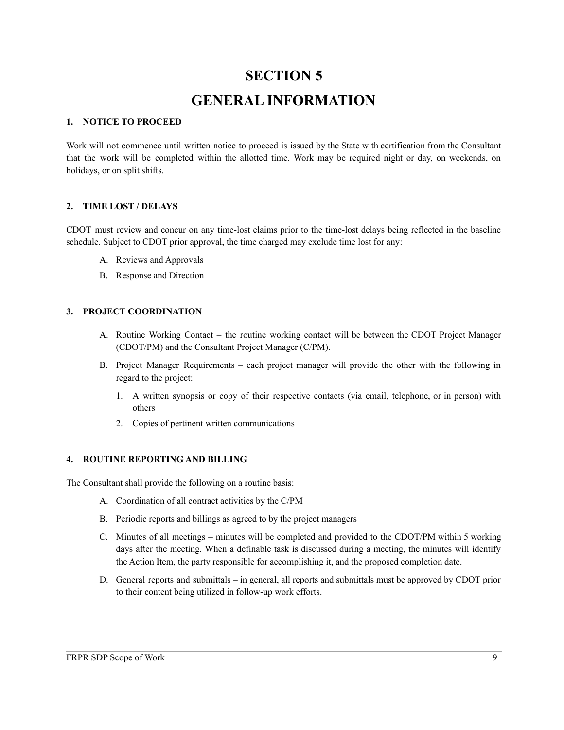# SECTION 5

# GENERAL INFORMATION

## 1. NOTICE TO PROCEED

Work will not commence until written notice to proceed is issued by the State with certification from the Consultant that the work will be completed within the allotted time. Work may be required night or day, on weekends, on holidays, or on split shifts.

## 2. TIME LOST / DELAYS

CDOT must review and concur on any time-lost claims prior to the time-lost delays being reflected in the baseline schedule. Subject to CDOT prior approval, the time charged may exclude time lost for any:

A. Reviews and Approvals

B. Response and Direction

## 3. PROJECT COORDINATION

A. Routine Working Contact – the routine working contact will be between the CDOT Project Manager (CDOT/PM) and the Consultant Project Manager (C/PM).

B. Project Manager Requirements – each project manager will provide the other with the following in regard to the project:

1. A written synopsis or copy of their respective contacts (via email, telephone, or in person) with others
2. Copies of pertinent written communications

## 4. ROUTINE REPORTING AND BILLING

The Consultant shall provide the following on a routine basis:

A. Coordination of all contract activities by the C/PM

B. Periodic reports and billings as agreed to by the project managers

C. Minutes of all meetings – minutes will be completed and provided to the CDOT/PM within 5 working days after the meeting. When a definable task is discussed during a meeting, the minutes will identify the Action Item, the party responsible for accomplishing it, and the proposed completion date.

D. General reports and submittals – in general, all reports and submittals must be approved by CDOT prior to their content being utilized in follow-up work efforts.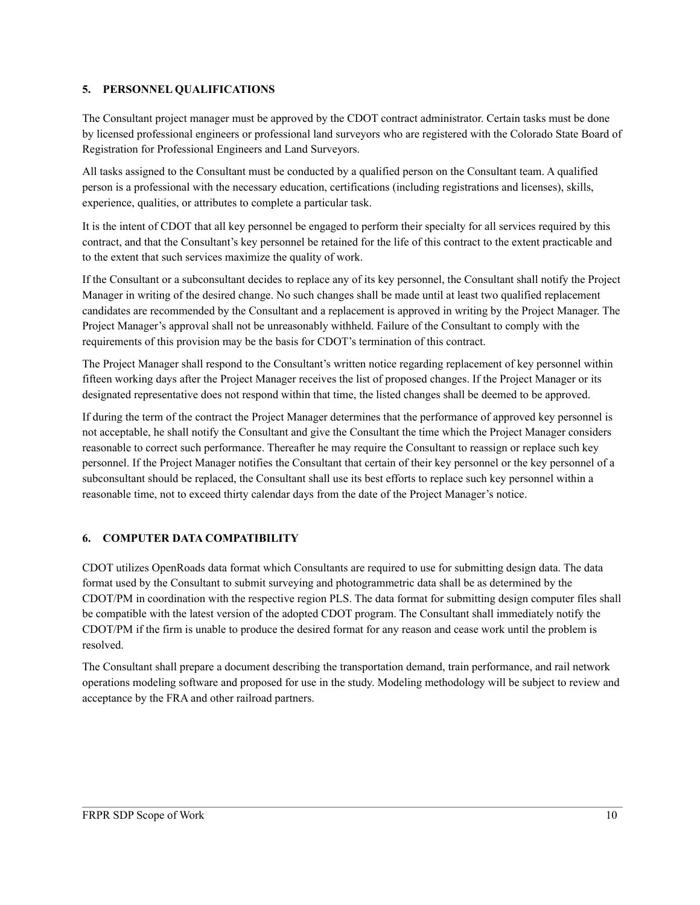## 5. PERSONNEL QUALIFICATIONS

The Consultant project manager must be approved by the CDOT contract administrator. Certain tasks must be done by licensed professional engineers or professional land surveyors who are registered with the Colorado State Board of Registration for Professional Engineers and Land Surveyors.

All tasks assigned to the Consultant must be conducted by a qualified person on the Consultant team. A qualified person is a professional with the necessary education, certifications (including registrations and licenses), skills, experience, qualities, or attributes to complete a particular task.

It is the intent of CDOT that all key personnel be engaged to perform their specialty for all services required by this contract, and that the Consultant's key personnel be retained for the life of this contract to the extent practicable and to the extent that such services maximize the quality of work.

If the Consultant or a subconsultant decides to replace any of its key personnel, the Consultant shall notify the Project Manager in writing of the desired change. No such changes shall be made until at least two qualified replacement candidates are recommended by the Consultant and a replacement is approved in writing by the Project Manager. The Project Manager's approval shall not be unreasonably withheld. Failure of the Consultant to comply with the requirements of this provision may be the basis for CDOT's termination of this contract.

The Project Manager shall respond to the Consultant's written notice regarding replacement of key personnel within fifteen working days after the Project Manager receives the list of proposed changes. If the Project Manager or its designated representative does not respond within that time, the listed changes shall be deemed to be approved.

If during the term of the contract the Project Manager determines that the performance of approved key personnel is not acceptable, he shall notify the Consultant and give the Consultant the time which the Project Manager considers reasonable to correct such performance. Thereafter he may require the Consultant to reassign or replace such key personnel. If the Project Manager notifies the Consultant that certain of their key personnel or the key personnel of a subconsultant should be replaced, the Consultant shall use its best efforts to replace such key personnel within a reasonable time, not to exceed thirty calendar days from the date of the Project Manager's notice.

## 6. COMPUTER DATA COMPATIBILITY

CDOT utilizes OpenRoads data format which Consultants are required to use for submitting design data. The data format used by the Consultant to submit surveying and photogrammetric data shall be as determined by the CDOT/PM in coordination with the respective region PLS. The data format for submitting design computer files shall be compatible with the latest version of the adopted CDOT program. The Consultant shall immediately notify the CDOT/PM if the firm is unable to produce the desired format for any reason and cease work until the problem is resolved.

The Consultant shall prepare a document describing the transportation demand, train performance, and rail network operations modeling software and proposed for use in the study. Modeling methodology will be subject to review and acceptance by the FRA and other railroad partners.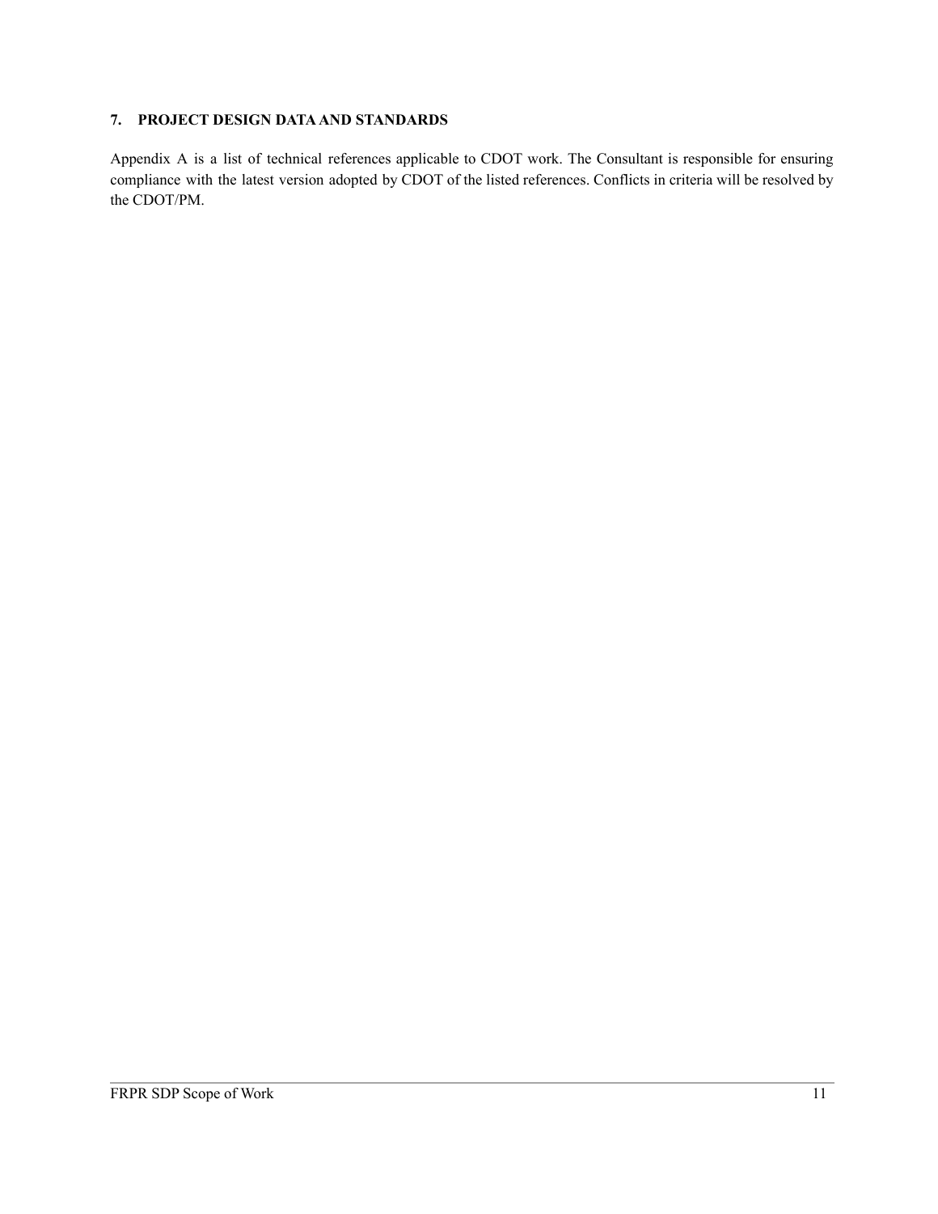## 7. PROJECT DESIGN DATA AND STANDARDS

Appendix A is a list of technical references applicable to CDOT work. The Consultant is responsible for ensuring compliance with the latest version adopted by CDOT of the listed references. Conflicts in criteria will be resolved by the CDOT/PM.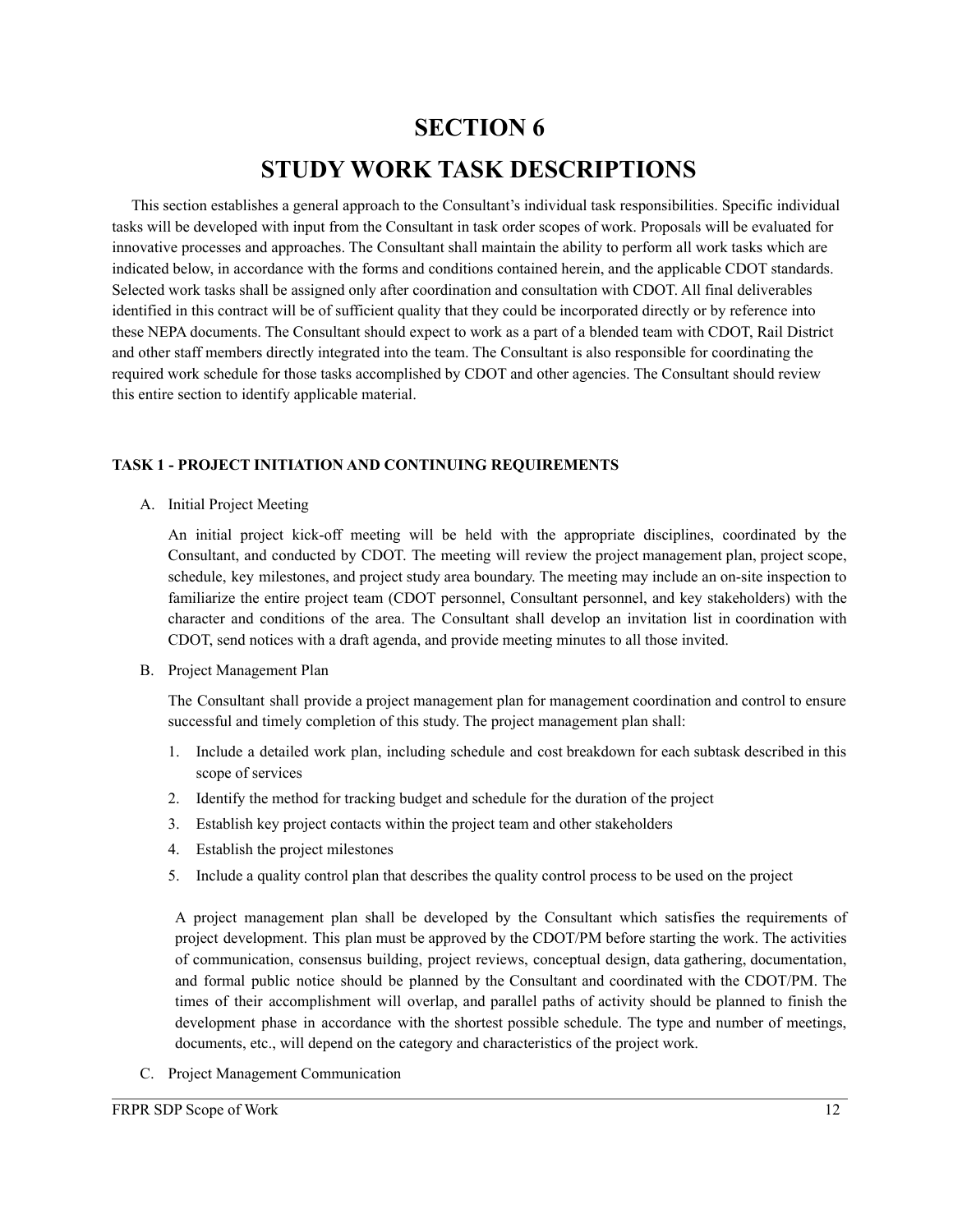# SECTION 6

# STUDY WORK TASK DESCRIPTIONS

This section establishes a general approach to the Consultant's individual task responsibilities. Specific individual tasks will be developed with input from the Consultant in task order scopes of work. Proposals will be evaluated for innovative processes and approaches. The Consultant shall maintain the ability to perform all work tasks which are indicated below, in accordance with the forms and conditions contained herein, and the applicable CDOT standards. Selected work tasks shall be assigned only after coordination and consultation with CDOT. All final deliverables identified in this contract will be of sufficient quality that they could be incorporated directly or by reference into these NEPA documents. The Consultant should expect to work as a part of a blended team with CDOT, Rail District and other staff members directly integrated into the team. The Consultant is also responsible for coordinating the required work schedule for those tasks accomplished by CDOT and other agencies. The Consultant should review this entire section to identify applicable material.

#### TASK 1 - PROJECT INITIATION AND CONTINUING REQUIREMENTS

A. Initial Project Meeting

   An initial project kick-off meeting will be held with the appropriate disciplines, coordinated by the Consultant, and conducted by CDOT. The meeting will review the project management plan, project scope, schedule, key milestones, and project study area boundary. The meeting may include an on-site inspection to familiarize the entire project team (CDOT personnel, Consultant personnel, and key stakeholders) with the character and conditions of the area. The Consultant shall develop an invitation list in coordination with CDOT, send notices with a draft agenda, and provide meeting minutes to all those invited.

B. Project Management Plan

   The Consultant shall provide a project management plan for management coordination and control to ensure successful and timely completion of this study. The project management plan shall:

   1. Include a detailed work plan, including schedule and cost breakdown for each subtask described in this scope of services
   2. Identify the method for tracking budget and schedule for the duration of the project
   3. Establish key project contacts within the project team and other stakeholders
   4. Establish the project milestones
   5. Include a quality control plan that describes the quality control process to be used on the project

   A project management plan shall be developed by the Consultant which satisfies the requirements of project development. This plan must be approved by the CDOT/PM before starting the work. The activities of communication, consensus building, project reviews, conceptual design, data gathering, documentation, and formal public notice should be planned by the Consultant and coordinated with the CDOT/PM. The times of their accomplishment will overlap, and parallel paths of activity should be planned to finish the development phase in accordance with the shortest possible schedule. The type and number of meetings, documents, etc., will depend on the category and characteristics of the project work.

C. Project Management Communication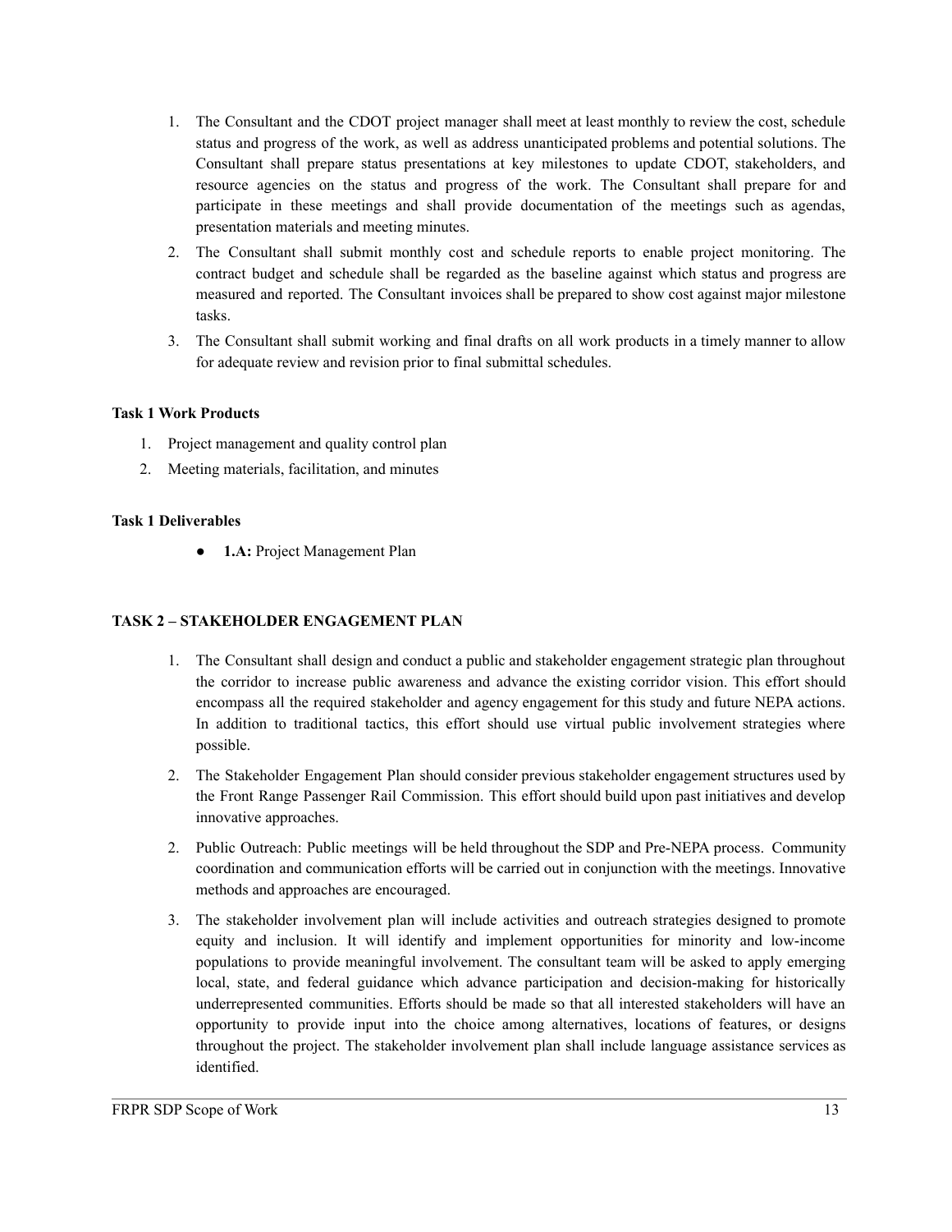1. The Consultant and the CDOT project manager shall meet at least monthly to review the cost, schedule status and progress of the work, as well as address unanticipated problems and potential solutions. The Consultant shall prepare status presentations at key milestones to update CDOT, stakeholders, and resource agencies on the status and progress of the work. The Consultant shall prepare for and participate in these meetings and shall provide documentation of the meetings such as agendas, presentation materials and meeting minutes.
2. The Consultant shall submit monthly cost and schedule reports to enable project monitoring. The contract budget and schedule shall be regarded as the baseline against which status and progress are measured and reported. The Consultant invoices shall be prepared to show cost against major milestone tasks.
3. The Consultant shall submit working and final drafts on all work products in a timely manner to allow for adequate review and revision prior to final submittal schedules.

**Task 1 Work Products**

1. Project management and quality control plan
2. Meeting materials, facilitation, and minutes

**Task 1 Deliverables**

- **1.A:** Project Management Plan

**TASK 2 – STAKEHOLDER ENGAGEMENT PLAN**

1. The Consultant shall design and conduct a public and stakeholder engagement strategic plan throughout the corridor to increase public awareness and advance the existing corridor vision. This effort should encompass all the required stakeholder and agency engagement for this study and future NEPA actions. In addition to traditional tactics, this effort should use virtual public involvement strategies where possible.
2. The Stakeholder Engagement Plan should consider previous stakeholder engagement structures used by the Front Range Passenger Rail Commission. This effort should build upon past initiatives and develop innovative approaches.

2\. Public Outreach: Public meetings will be held throughout the SDP and Pre-NEPA process. Community coordination and communication efforts will be carried out in conjunction with the meetings. Innovative methods and approaches are encouraged.

3\. The stakeholder involvement plan will include activities and outreach strategies designed to promote equity and inclusion. It will identify and implement opportunities for minority and low-income populations to provide meaningful involvement. The consultant team will be asked to apply emerging local, state, and federal guidance which advance participation and decision-making for historically underrepresented communities. Efforts should be made so that all interested stakeholders will have an opportunity to provide input into the choice among alternatives, locations of features, or designs throughout the project. The stakeholder involvement plan shall include language assistance services as identified.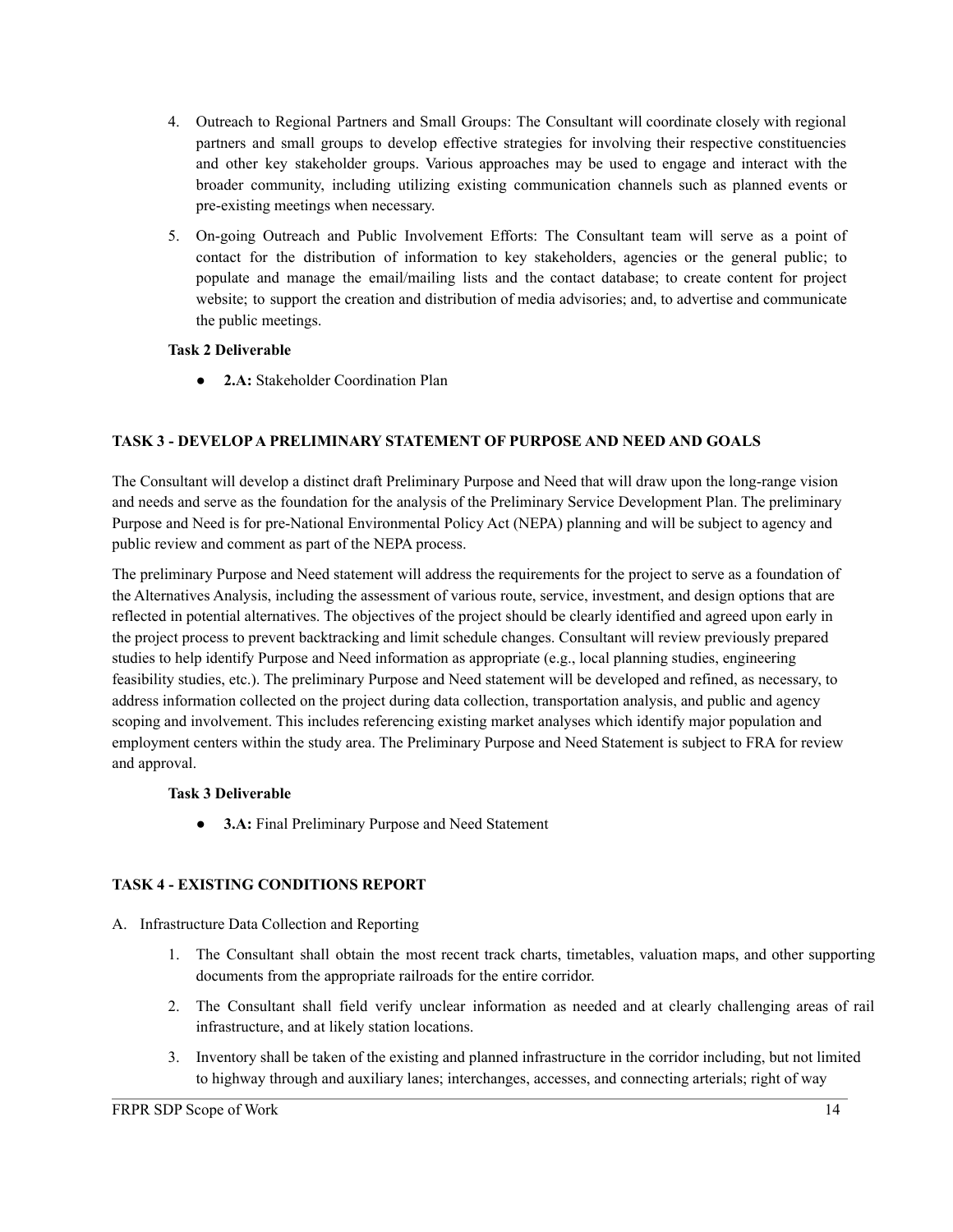4. Outreach to Regional Partners and Small Groups: The Consultant will coordinate closely with regional partners and small groups to develop effective strategies for involving their respective constituencies and other key stakeholder groups. Various approaches may be used to engage and interact with the broader community, including utilizing existing communication channels such as planned events or pre-existing meetings when necessary.
5. On-going Outreach and Public Involvement Efforts: The Consultant team will serve as a point of contact for the distribution of information to key stakeholders, agencies or the general public; to populate and manage the email/mailing lists and the contact database; to create content for project website; to support the creation and distribution of media advisories; and, to advertise and communicate the public meetings.

**Task 2 Deliverable**

- **2.A:** Stakeholder Coordination Plan

### TASK 3 - DEVELOP A PRELIMINARY STATEMENT OF PURPOSE AND NEED AND GOALS

The Consultant will develop a distinct draft Preliminary Purpose and Need that will draw upon the long-range vision and needs and serve as the foundation for the analysis of the Preliminary Service Development Plan. The preliminary Purpose and Need is for pre-National Environmental Policy Act (NEPA) planning and will be subject to agency and public review and comment as part of the NEPA process.

The preliminary Purpose and Need statement will address the requirements for the project to serve as a foundation of the Alternatives Analysis, including the assessment of various route, service, investment, and design options that are reflected in potential alternatives. The objectives of the project should be clearly identified and agreed upon early in the project process to prevent backtracking and limit schedule changes. Consultant will review previously prepared studies to help identify Purpose and Need information as appropriate (e.g., local planning studies, engineering feasibility studies, etc.). The preliminary Purpose and Need statement will be developed and refined, as necessary, to address information collected on the project during data collection, transportation analysis, and public and agency scoping and involvement. This includes referencing existing market analyses which identify major population and employment centers within the study area. The Preliminary Purpose and Need Statement is subject to FRA for review and approval.

**Task 3 Deliverable**

- **3.A:** Final Preliminary Purpose and Need Statement

### TASK 4 - EXISTING CONDITIONS REPORT

A. Infrastructure Data Collection and Reporting

1. The Consultant shall obtain the most recent track charts, timetables, valuation maps, and other supporting documents from the appropriate railroads for the entire corridor.
2. The Consultant shall field verify unclear information as needed and at clearly challenging areas of rail infrastructure, and at likely station locations.
3. Inventory shall be taken of the existing and planned infrastructure in the corridor including, but not limited to highway through and auxiliary lanes; interchanges, accesses, and connecting arterials; right of way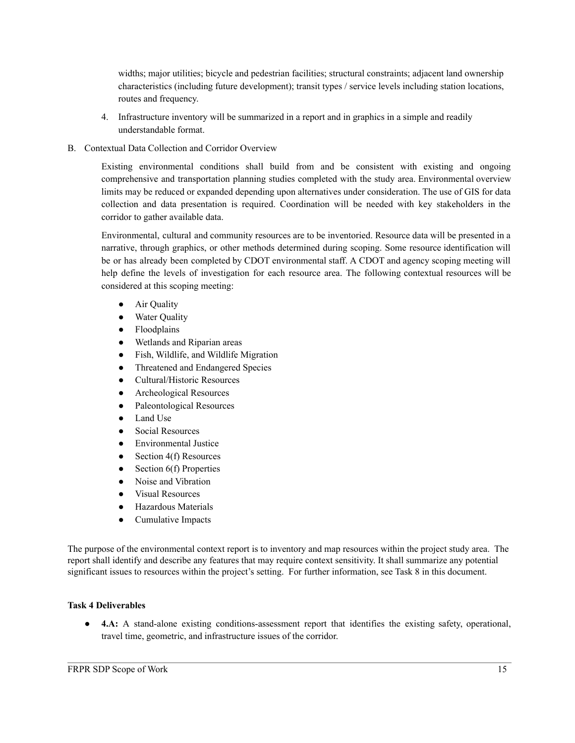widths; major utilities; bicycle and pedestrian facilities; structural constraints; adjacent land ownership characteristics (including future development); transit types / service levels including station locations, routes and frequency.

4. Infrastructure inventory will be summarized in a report and in graphics in a simple and readily understandable format.

B. Contextual Data Collection and Corridor Overview

Existing environmental conditions shall build from and be consistent with existing and ongoing comprehensive and transportation planning studies completed with the study area. Environmental overview limits may be reduced or expanded depending upon alternatives under consideration. The use of GIS for data collection and data presentation is required. Coordination will be needed with key stakeholders in the corridor to gather available data.

Environmental, cultural and community resources are to be inventoried. Resource data will be presented in a narrative, through graphics, or other methods determined during scoping. Some resource identification will be or has already been completed by CDOT environmental staff. A CDOT and agency scoping meeting will help define the levels of investigation for each resource area. The following contextual resources will be considered at this scoping meeting:

- Air Quality
- Water Quality
- Floodplains
- Wetlands and Riparian areas
- Fish, Wildlife, and Wildlife Migration
- Threatened and Endangered Species
- Cultural/Historic Resources
- Archeological Resources
- Paleontological Resources
- Land Use
- Social Resources
- Environmental Justice
- Section 4(f) Resources
- Section 6(f) Properties
- Noise and Vibration
- Visual Resources
- Hazardous Materials
- Cumulative Impacts

The purpose of the environmental context report is to inventory and map resources within the project study area. The report shall identify and describe any features that may require context sensitivity. It shall summarize any potential significant issues to resources within the project's setting. For further information, see Task 8 in this document.

**Task 4 Deliverables**

- **4.A:** A stand-alone existing conditions-assessment report that identifies the existing safety, operational, travel time, geometric, and infrastructure issues of the corridor.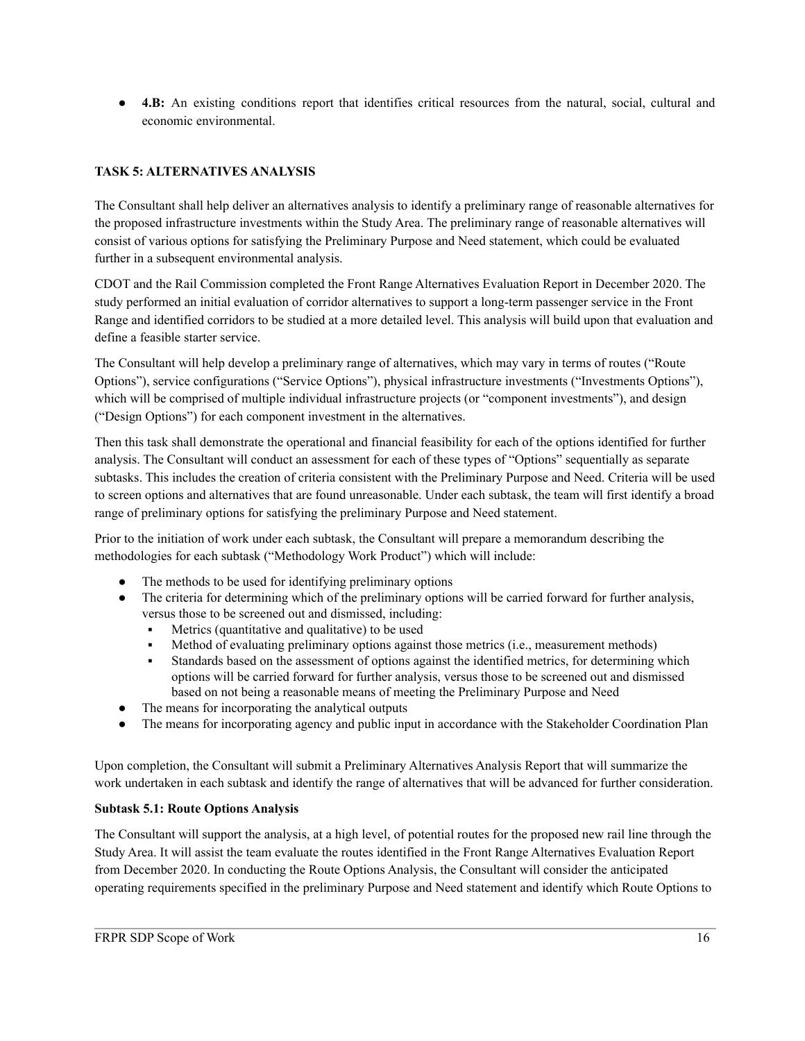- **4.B:** An existing conditions report that identifies critical resources from the natural, social, cultural and economic environmental.

**TASK 5: ALTERNATIVES ANALYSIS**

The Consultant shall help deliver an alternatives analysis to identify a preliminary range of reasonable alternatives for the proposed infrastructure investments within the Study Area. The preliminary range of reasonable alternatives will consist of various options for satisfying the Preliminary Purpose and Need statement, which could be evaluated further in a subsequent environmental analysis.

CDOT and the Rail Commission completed the Front Range Alternatives Evaluation Report in December 2020. The study performed an initial evaluation of corridor alternatives to support a long-term passenger service in the Front Range and identified corridors to be studied at a more detailed level. This analysis will build upon that evaluation and define a feasible starter service.

The Consultant will help develop a preliminary range of alternatives, which may vary in terms of routes ("Route Options"), service configurations ("Service Options"), physical infrastructure investments ("Investments Options"), which will be comprised of multiple individual infrastructure projects (or "component investments"), and design ("Design Options") for each component investment in the alternatives.

Then this task shall demonstrate the operational and financial feasibility for each of the options identified for further analysis. The Consultant will conduct an assessment for each of these types of "Options" sequentially as separate subtasks. This includes the creation of criteria consistent with the Preliminary Purpose and Need. Criteria will be used to screen options and alternatives that are found unreasonable. Under each subtask, the team will first identify a broad range of preliminary options for satisfying the preliminary Purpose and Need statement.

Prior to the initiation of work under each subtask, the Consultant will prepare a memorandum describing the methodologies for each subtask ("Methodology Work Product") which will include:

- The methods to be used for identifying preliminary options
- The criteria for determining which of the preliminary options will be carried forward for further analysis, versus those to be screened out and dismissed, including:
  - Metrics (quantitative and qualitative) to be used
  - Method of evaluating preliminary options against those metrics (i.e., measurement methods)
  - Standards based on the assessment of options against the identified metrics, for determining which options will be carried forward for further analysis, versus those to be screened out and dismissed based on not being a reasonable means of meeting the Preliminary Purpose and Need
- The means for incorporating the analytical outputs
- The means for incorporating agency and public input in accordance with the Stakeholder Coordination Plan

Upon completion, the Consultant will submit a Preliminary Alternatives Analysis Report that will summarize the work undertaken in each subtask and identify the range of alternatives that will be advanced for further consideration.

**Subtask 5.1: Route Options Analysis**

The Consultant will support the analysis, at a high level, of potential routes for the proposed new rail line through the Study Area. It will assist the team evaluate the routes identified in the Front Range Alternatives Evaluation Report from December 2020. In conducting the Route Options Analysis, the Consultant will consider the anticipated operating requirements specified in the preliminary Purpose and Need statement and identify which Route Options to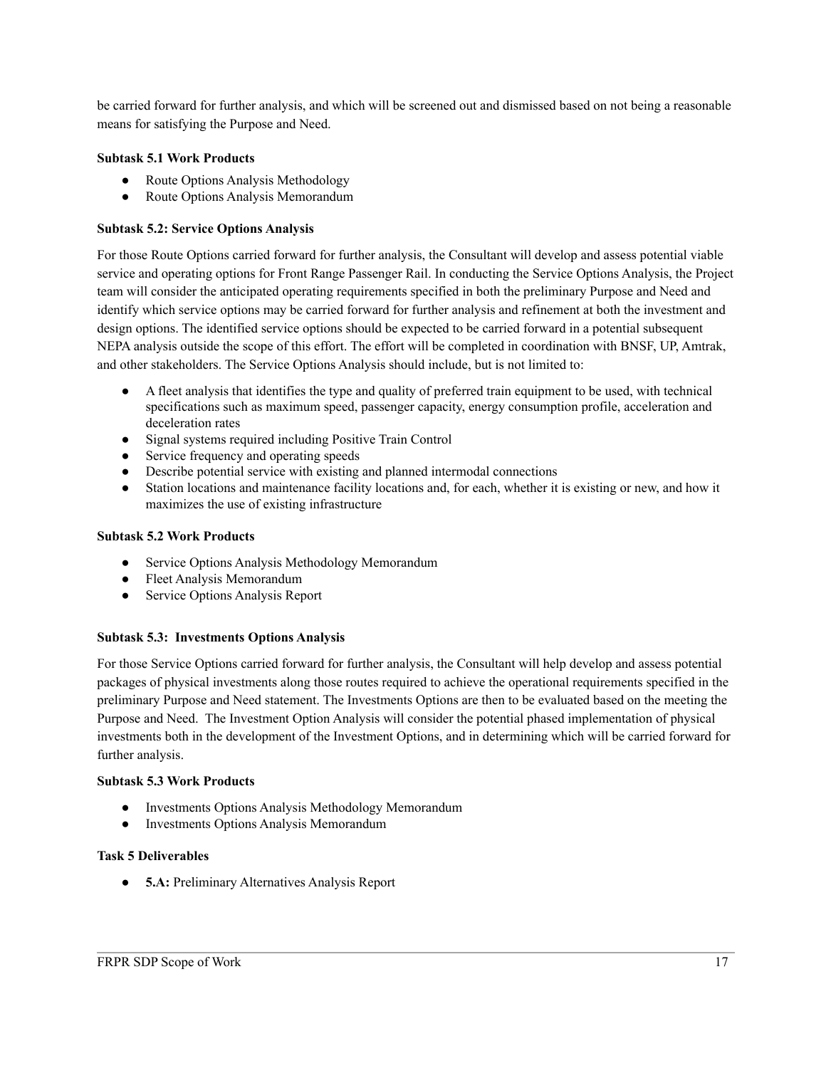be carried forward for further analysis, and which will be screened out and dismissed based on not being a reasonable means for satisfying the Purpose and Need.

**Subtask 5.1 Work Products**

- Route Options Analysis Methodology
- Route Options Analysis Memorandum

**Subtask 5.2: Service Options Analysis**

For those Route Options carried forward for further analysis, the Consultant will develop and assess potential viable service and operating options for Front Range Passenger Rail. In conducting the Service Options Analysis, the Project team will consider the anticipated operating requirements specified in both the preliminary Purpose and Need and identify which service options may be carried forward for further analysis and refinement at both the investment and design options. The identified service options should be expected to be carried forward in a potential subsequent NEPA analysis outside the scope of this effort. The effort will be completed in coordination with BNSF, UP, Amtrak, and other stakeholders. The Service Options Analysis should include, but is not limited to:

- A fleet analysis that identifies the type and quality of preferred train equipment to be used, with technical specifications such as maximum speed, passenger capacity, energy consumption profile, acceleration and deceleration rates
- Signal systems required including Positive Train Control
- Service frequency and operating speeds
- Describe potential service with existing and planned intermodal connections
- Station locations and maintenance facility locations and, for each, whether it is existing or new, and how it maximizes the use of existing infrastructure

**Subtask 5.2 Work Products**

- Service Options Analysis Methodology Memorandum
- Fleet Analysis Memorandum
- Service Options Analysis Report

**Subtask 5.3: Investments Options Analysis**

For those Service Options carried forward for further analysis, the Consultant will help develop and assess potential packages of physical investments along those routes required to achieve the operational requirements specified in the preliminary Purpose and Need statement. The Investments Options are then to be evaluated based on the meeting the Purpose and Need. The Investment Option Analysis will consider the potential phased implementation of physical investments both in the development of the Investment Options, and in determining which will be carried forward for further analysis.

**Subtask 5.3 Work Products**

- Investments Options Analysis Methodology Memorandum
- Investments Options Analysis Memorandum

**Task 5 Deliverables**

- **5.A:** Preliminary Alternatives Analysis Report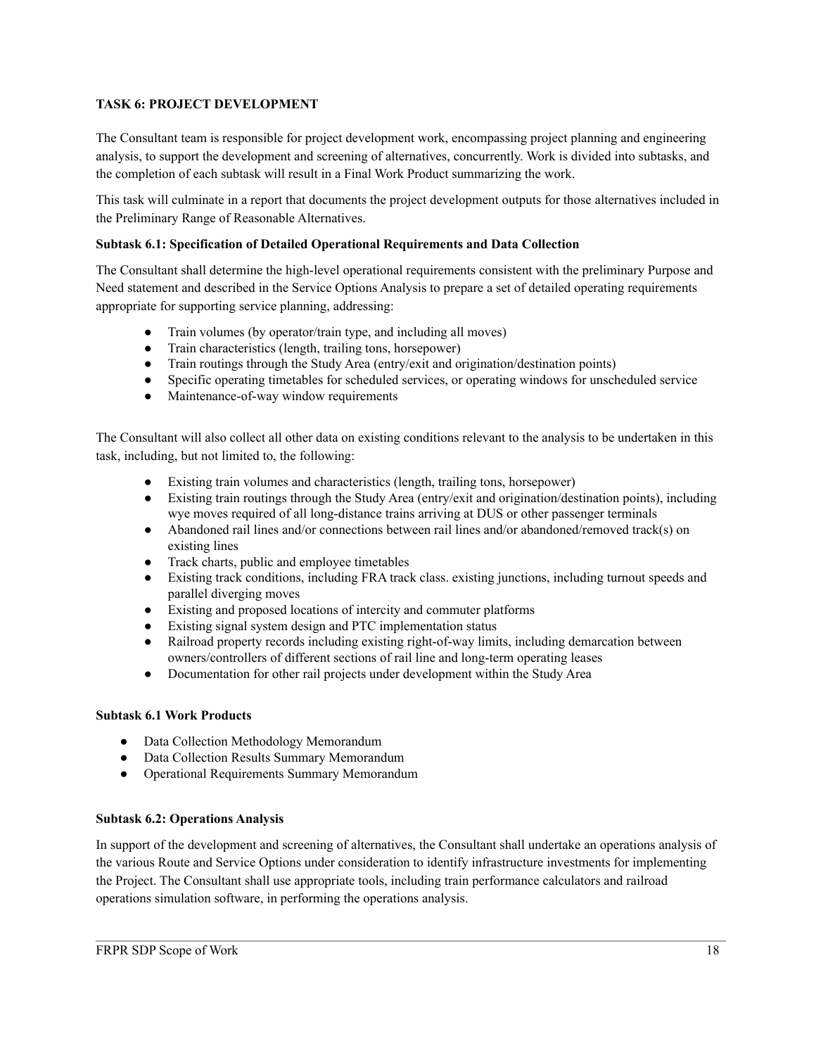**TASK 6: PROJECT DEVELOPMENT**

The Consultant team is responsible for project development work, encompassing project planning and engineering analysis, to support the development and screening of alternatives, concurrently. Work is divided into subtasks, and the completion of each subtask will result in a Final Work Product summarizing the work.

This task will culminate in a report that documents the project development outputs for those alternatives included in the Preliminary Range of Reasonable Alternatives.

**Subtask 6.1: Specification of Detailed Operational Requirements and Data Collection**

The Consultant shall determine the high-level operational requirements consistent with the preliminary Purpose and Need statement and described in the Service Options Analysis to prepare a set of detailed operating requirements appropriate for supporting service planning, addressing:

- Train volumes (by operator/train type, and including all moves)
- Train characteristics (length, trailing tons, horsepower)
- Train routings through the Study Area (entry/exit and origination/destination points)
- Specific operating timetables for scheduled services, or operating windows for unscheduled service
- Maintenance-of-way window requirements

The Consultant will also collect all other data on existing conditions relevant to the analysis to be undertaken in this task, including, but not limited to, the following:

- Existing train volumes and characteristics (length, trailing tons, horsepower)
- Existing train routings through the Study Area (entry/exit and origination/destination points), including wye moves required of all long-distance trains arriving at DUS or other passenger terminals
- Abandoned rail lines and/or connections between rail lines and/or abandoned/removed track(s) on existing lines
- Track charts, public and employee timetables
- Existing track conditions, including FRA track class. existing junctions, including turnout speeds and parallel diverging moves
- Existing and proposed locations of intercity and commuter platforms
- Existing signal system design and PTC implementation status
- Railroad property records including existing right-of-way limits, including demarcation between owners/controllers of different sections of rail line and long-term operating leases
- Documentation for other rail projects under development within the Study Area

**Subtask 6.1 Work Products**

- Data Collection Methodology Memorandum
- Data Collection Results Summary Memorandum
- Operational Requirements Summary Memorandum

**Subtask 6.2: Operations Analysis**

In support of the development and screening of alternatives, the Consultant shall undertake an operations analysis of the various Route and Service Options under consideration to identify infrastructure investments for implementing the Project. The Consultant shall use appropriate tools, including train performance calculators and railroad operations simulation software, in performing the operations analysis.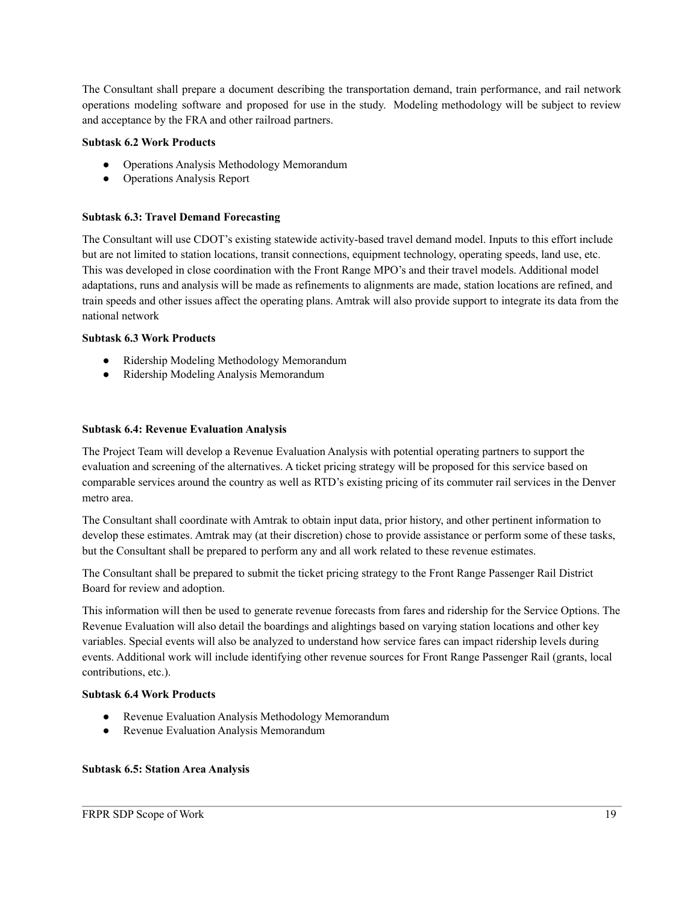The Consultant shall prepare a document describing the transportation demand, train performance, and rail network operations modeling software and proposed for use in the study. Modeling methodology will be subject to review and acceptance by the FRA and other railroad partners.

**Subtask 6.2 Work Products**

- Operations Analysis Methodology Memorandum
- Operations Analysis Report

**Subtask 6.3: Travel Demand Forecasting**

The Consultant will use CDOT's existing statewide activity-based travel demand model. Inputs to this effort include but are not limited to station locations, transit connections, equipment technology, operating speeds, land use, etc. This was developed in close coordination with the Front Range MPO's and their travel models. Additional model adaptations, runs and analysis will be made as refinements to alignments are made, station locations are refined, and train speeds and other issues affect the operating plans. Amtrak will also provide support to integrate its data from the national network

**Subtask 6.3 Work Products**

- Ridership Modeling Methodology Memorandum
- Ridership Modeling Analysis Memorandum

**Subtask 6.4: Revenue Evaluation Analysis**

The Project Team will develop a Revenue Evaluation Analysis with potential operating partners to support the evaluation and screening of the alternatives. A ticket pricing strategy will be proposed for this service based on comparable services around the country as well as RTD's existing pricing of its commuter rail services in the Denver metro area.

The Consultant shall coordinate with Amtrak to obtain input data, prior history, and other pertinent information to develop these estimates. Amtrak may (at their discretion) chose to provide assistance or perform some of these tasks, but the Consultant shall be prepared to perform any and all work related to these revenue estimates.

The Consultant shall be prepared to submit the ticket pricing strategy to the Front Range Passenger Rail District Board for review and adoption.

This information will then be used to generate revenue forecasts from fares and ridership for the Service Options. The Revenue Evaluation will also detail the boardings and alightings based on varying station locations and other key variables. Special events will also be analyzed to understand how service fares can impact ridership levels during events. Additional work will include identifying other revenue sources for Front Range Passenger Rail (grants, local contributions, etc.).

**Subtask 6.4 Work Products**

- Revenue Evaluation Analysis Methodology Memorandum
- Revenue Evaluation Analysis Memorandum

**Subtask 6.5: Station Area Analysis**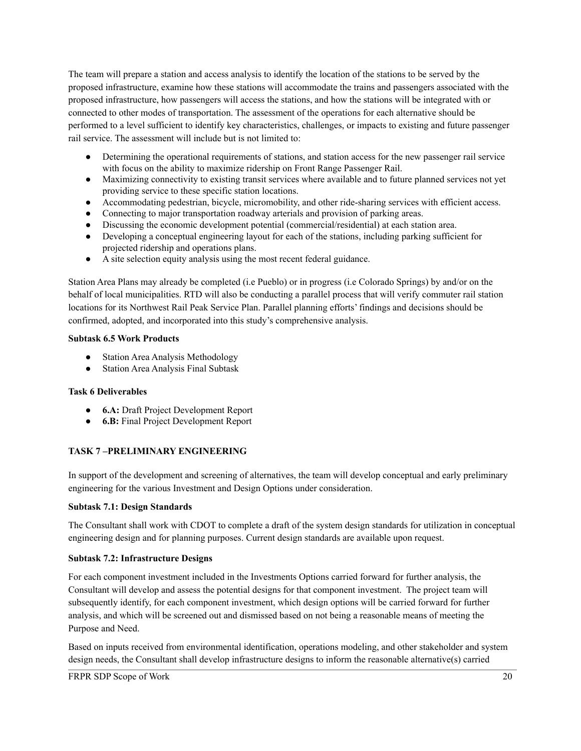The team will prepare a station and access analysis to identify the location of the stations to be served by the proposed infrastructure, examine how these stations will accommodate the trains and passengers associated with the proposed infrastructure, how passengers will access the stations, and how the stations will be integrated with or connected to other modes of transportation. The assessment of the operations for each alternative should be performed to a level sufficient to identify key characteristics, challenges, or impacts to existing and future passenger rail service. The assessment will include but is not limited to:

- Determining the operational requirements of stations, and station access for the new passenger rail service with focus on the ability to maximize ridership on Front Range Passenger Rail.
- Maximizing connectivity to existing transit services where available and to future planned services not yet providing service to these specific station locations.
- Accommodating pedestrian, bicycle, micromobility, and other ride-sharing services with efficient access.
- Connecting to major transportation roadway arterials and provision of parking areas.
- Discussing the economic development potential (commercial/residential) at each station area.
- Developing a conceptual engineering layout for each of the stations, including parking sufficient for projected ridership and operations plans.
- A site selection equity analysis using the most recent federal guidance.

Station Area Plans may already be completed (i.e Pueblo) or in progress (i.e Colorado Springs) by and/or on the behalf of local municipalities. RTD will also be conducting a parallel process that will verify commuter rail station locations for its Northwest Rail Peak Service Plan. Parallel planning efforts' findings and decisions should be confirmed, adopted, and incorporated into this study's comprehensive analysis.

**Subtask 6.5 Work Products**

- Station Area Analysis Methodology
- Station Area Analysis Final Subtask

**Task 6 Deliverables**

- **6.A:** Draft Project Development Report
- **6.B:** Final Project Development Report

## TASK 7 –PRELIMINARY ENGINEERING

In support of the development and screening of alternatives, the team will develop conceptual and early preliminary engineering for the various Investment and Design Options under consideration.

**Subtask 7.1: Design Standards**

The Consultant shall work with CDOT to complete a draft of the system design standards for utilization in conceptual engineering design and for planning purposes. Current design standards are available upon request.

**Subtask 7.2: Infrastructure Designs**

For each component investment included in the Investments Options carried forward for further analysis, the Consultant will develop and assess the potential designs for that component investment. The project team will subsequently identify, for each component investment, which design options will be carried forward for further analysis, and which will be screened out and dismissed based on not being a reasonable means of meeting the Purpose and Need.

Based on inputs received from environmental identification, operations modeling, and other stakeholder and system design needs, the Consultant shall develop infrastructure designs to inform the reasonable alternative(s) carried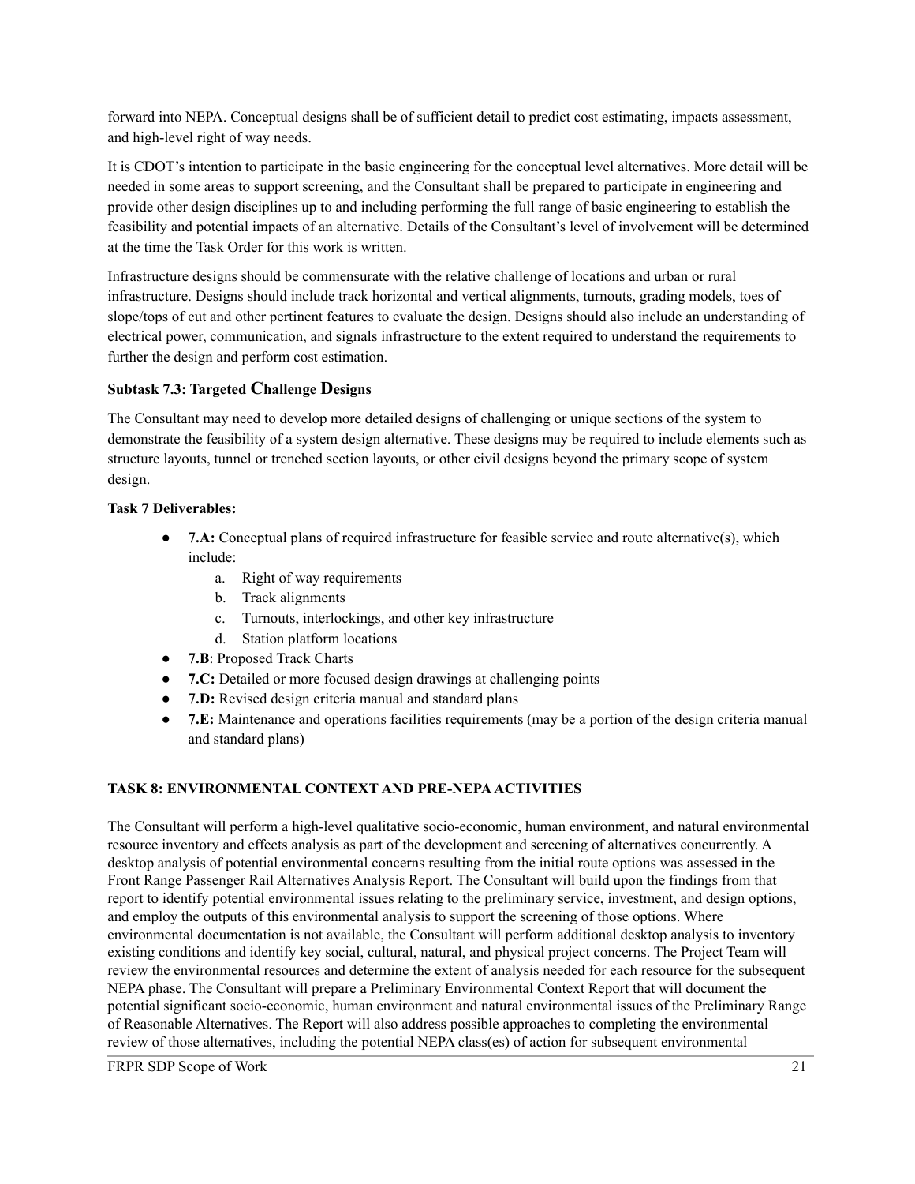forward into NEPA. Conceptual designs shall be of sufficient detail to predict cost estimating, impacts assessment, and high-level right of way needs.

It is CDOT's intention to participate in the basic engineering for the conceptual level alternatives. More detail will be needed in some areas to support screening, and the Consultant shall be prepared to participate in engineering and provide other design disciplines up to and including performing the full range of basic engineering to establish the feasibility and potential impacts of an alternative. Details of the Consultant's level of involvement will be determined at the time the Task Order for this work is written.

Infrastructure designs should be commensurate with the relative challenge of locations and urban or rural infrastructure. Designs should include track horizontal and vertical alignments, turnouts, grading models, toes of slope/tops of cut and other pertinent features to evaluate the design. Designs should also include an understanding of electrical power, communication, and signals infrastructure to the extent required to understand the requirements to further the design and perform cost estimation.

#### Subtask 7.3: Targeted Challenge Designs

The Consultant may need to develop more detailed designs of challenging or unique sections of the system to demonstrate the feasibility of a system design alternative. These designs may be required to include elements such as structure layouts, tunnel or trenched section layouts, or other civil designs beyond the primary scope of system design.

**Task 7 Deliverables:**

- **7.A:** Conceptual plans of required infrastructure for feasible service and route alternative(s), which include:
  a. Right of way requirements
  b. Track alignments
  c. Turnouts, interlockings, and other key infrastructure
  d. Station platform locations
- **7.B**: Proposed Track Charts
- **7.C:** Detailed or more focused design drawings at challenging points
- **7.D:** Revised design criteria manual and standard plans
- **7.E:** Maintenance and operations facilities requirements (may be a portion of the design criteria manual and standard plans)

### TASK 8: ENVIRONMENTAL CONTEXT AND PRE-NEPA ACTIVITIES

The Consultant will perform a high-level qualitative socio-economic, human environment, and natural environmental resource inventory and effects analysis as part of the development and screening of alternatives concurrently. A desktop analysis of potential environmental concerns resulting from the initial route options was assessed in the Front Range Passenger Rail Alternatives Analysis Report. The Consultant will build upon the findings from that report to identify potential environmental issues relating to the preliminary service, investment, and design options, and employ the outputs of this environmental analysis to support the screening of those options. Where environmental documentation is not available, the Consultant will perform additional desktop analysis to inventory existing conditions and identify key social, cultural, natural, and physical project concerns. The Project Team will review the environmental resources and determine the extent of analysis needed for each resource for the subsequent NEPA phase. The Consultant will prepare a Preliminary Environmental Context Report that will document the potential significant socio-economic, human environment and natural environmental issues of the Preliminary Range of Reasonable Alternatives. The Report will also address possible approaches to completing the environmental review of those alternatives, including the potential NEPA class(es) of action for subsequent environmental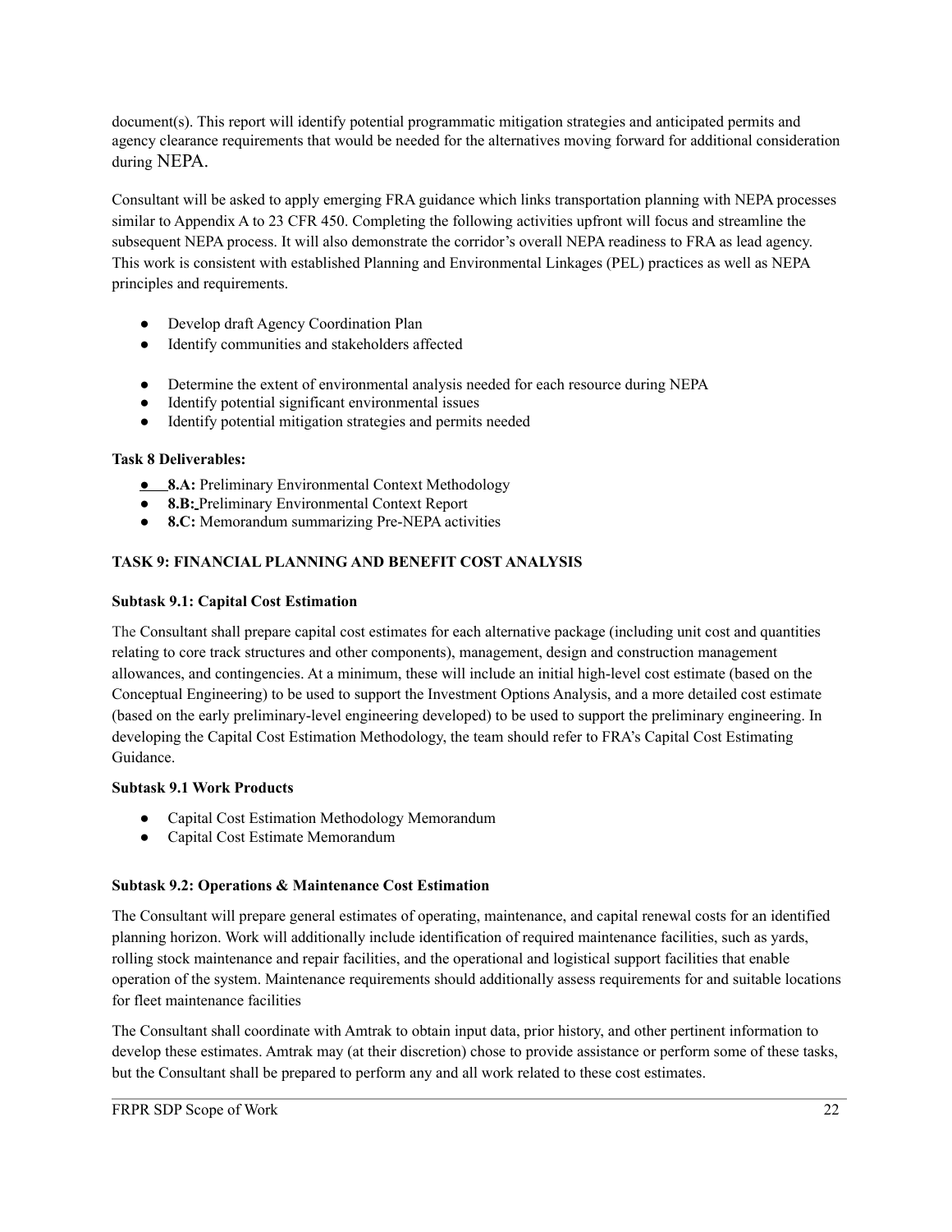document(s). This report will identify potential programmatic mitigation strategies and anticipated permits and agency clearance requirements that would be needed for the alternatives moving forward for additional consideration during NEPA.

Consultant will be asked to apply emerging FRA guidance which links transportation planning with NEPA processes similar to Appendix A to 23 CFR 450. Completing the following activities upfront will focus and streamline the subsequent NEPA process. It will also demonstrate the corridor's overall NEPA readiness to FRA as lead agency. This work is consistent with established Planning and Environmental Linkages (PEL) practices as well as NEPA principles and requirements.

- Develop draft Agency Coordination Plan
- Identify communities and stakeholders affected
- Determine the extent of environmental analysis needed for each resource during NEPA
- Identify potential significant environmental issues
- Identify potential mitigation strategies and permits needed

**Task 8 Deliverables:**

- **8.A:** Preliminary Environmental Context Methodology
- **8.B:** Preliminary Environmental Context Report
- **8.C:** Memorandum summarizing Pre-NEPA activities

**TASK 9: FINANCIAL PLANNING AND BENEFIT COST ANALYSIS**

**Subtask 9.1: Capital Cost Estimation**

The Consultant shall prepare capital cost estimates for each alternative package (including unit cost and quantities relating to core track structures and other components), management, design and construction management allowances, and contingencies. At a minimum, these will include an initial high-level cost estimate (based on the Conceptual Engineering) to be used to support the Investment Options Analysis, and a more detailed cost estimate (based on the early preliminary-level engineering developed) to be used to support the preliminary engineering. In developing the Capital Cost Estimation Methodology, the team should refer to FRA's Capital Cost Estimating Guidance.

**Subtask 9.1 Work Products**

- Capital Cost Estimation Methodology Memorandum
- Capital Cost Estimate Memorandum

**Subtask 9.2: Operations & Maintenance Cost Estimation**

The Consultant will prepare general estimates of operating, maintenance, and capital renewal costs for an identified planning horizon. Work will additionally include identification of required maintenance facilities, such as yards, rolling stock maintenance and repair facilities, and the operational and logistical support facilities that enable operation of the system. Maintenance requirements should additionally assess requirements for and suitable locations for fleet maintenance facilities

The Consultant shall coordinate with Amtrak to obtain input data, prior history, and other pertinent information to develop these estimates. Amtrak may (at their discretion) chose to provide assistance or perform some of these tasks, but the Consultant shall be prepared to perform any and all work related to these cost estimates.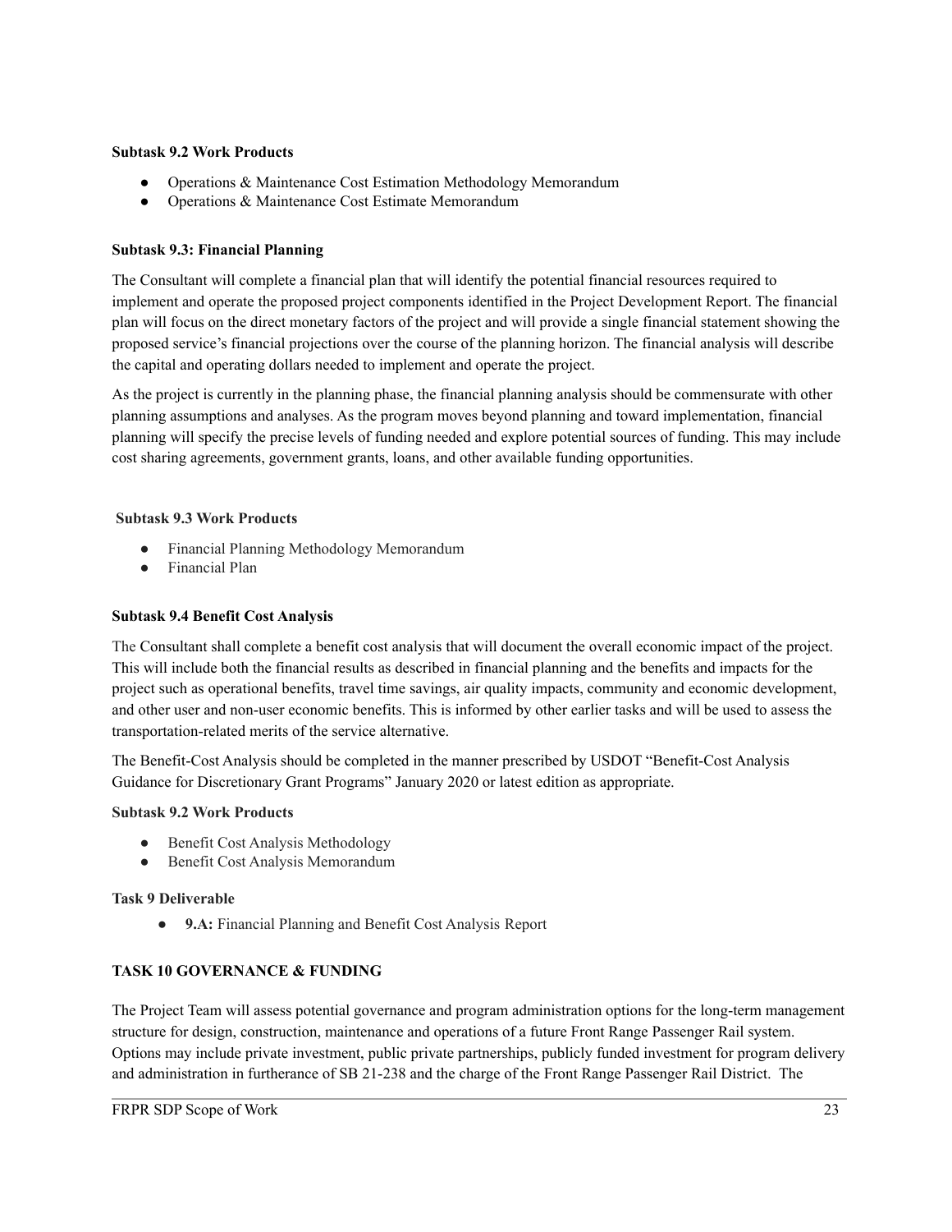**Subtask 9.2 Work Products**

- Operations & Maintenance Cost Estimation Methodology Memorandum
- Operations & Maintenance Cost Estimate Memorandum

**Subtask 9.3: Financial Planning**

The Consultant will complete a financial plan that will identify the potential financial resources required to implement and operate the proposed project components identified in the Project Development Report. The financial plan will focus on the direct monetary factors of the project and will provide a single financial statement showing the proposed service's financial projections over the course of the planning horizon. The financial analysis will describe the capital and operating dollars needed to implement and operate the project.

As the project is currently in the planning phase, the financial planning analysis should be commensurate with other planning assumptions and analyses. As the program moves beyond planning and toward implementation, financial planning will specify the precise levels of funding needed and explore potential sources of funding. This may include cost sharing agreements, government grants, loans, and other available funding opportunities.

**Subtask 9.3 Work Products**

- Financial Planning Methodology Memorandum
- Financial Plan

**Subtask 9.4 Benefit Cost Analysis**

The Consultant shall complete a benefit cost analysis that will document the overall economic impact of the project. This will include both the financial results as described in financial planning and the benefits and impacts for the project such as operational benefits, travel time savings, air quality impacts, community and economic development, and other user and non-user economic benefits. This is informed by other earlier tasks and will be used to assess the transportation-related merits of the service alternative.

The Benefit-Cost Analysis should be completed in the manner prescribed by USDOT "Benefit-Cost Analysis Guidance for Discretionary Grant Programs" January 2020 or latest edition as appropriate.

**Subtask 9.2 Work Products**

- Benefit Cost Analysis Methodology
- Benefit Cost Analysis Memorandum

**Task 9 Deliverable**

- **9.A:** Financial Planning and Benefit Cost Analysis Report

**TASK 10 GOVERNANCE & FUNDING**

The Project Team will assess potential governance and program administration options for the long-term management structure for design, construction, maintenance and operations of a future Front Range Passenger Rail system. Options may include private investment, public private partnerships, publicly funded investment for program delivery and administration in furtherance of SB 21-238 and the charge of the Front Range Passenger Rail District. The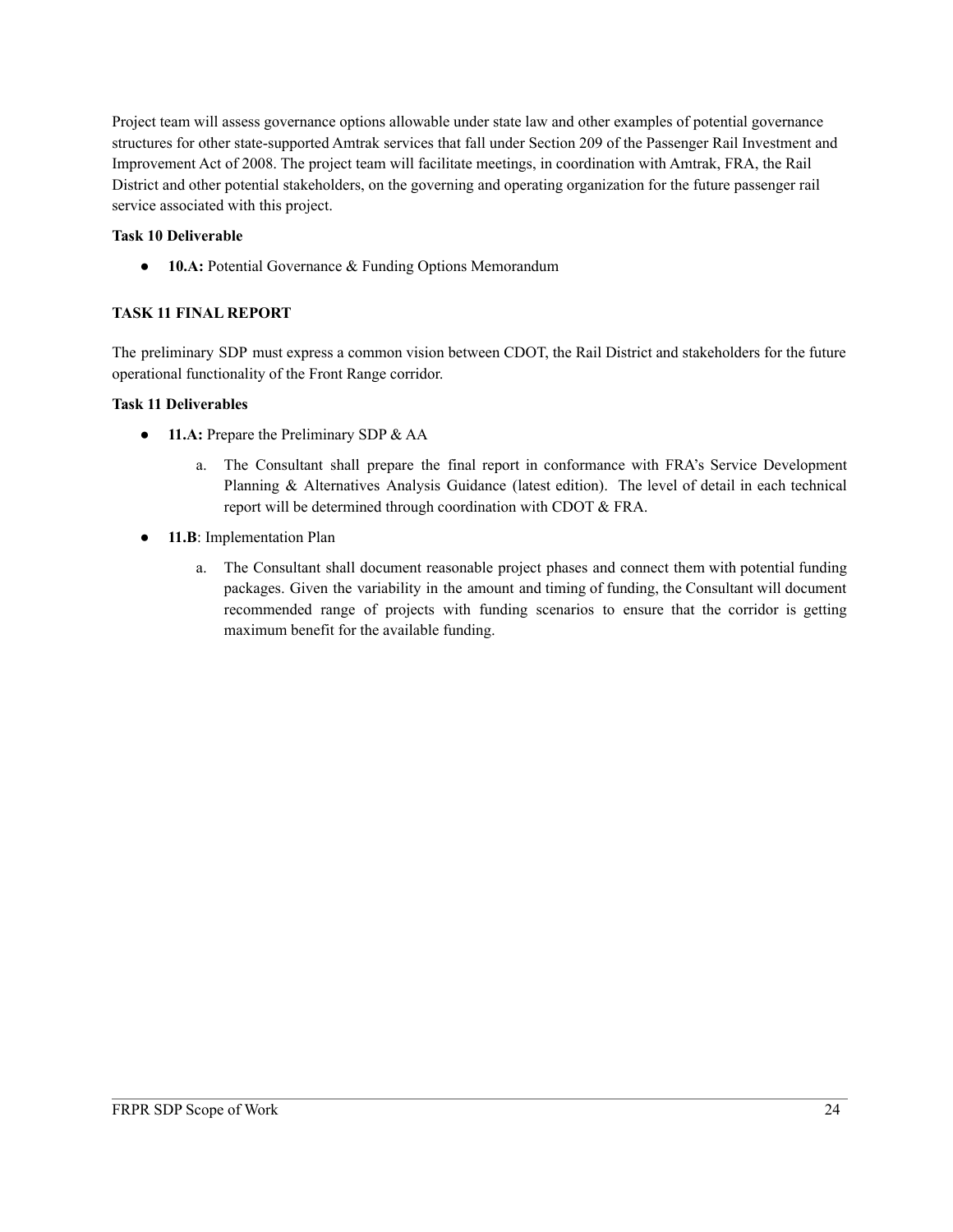Project team will assess governance options allowable under state law and other examples of potential governance structures for other state-supported Amtrak services that fall under Section 209 of the Passenger Rail Investment and Improvement Act of 2008. The project team will facilitate meetings, in coordination with Amtrak, FRA, the Rail District and other potential stakeholders, on the governing and operating organization for the future passenger rail service associated with this project.

**Task 10 Deliverable**

- **10.A:** Potential Governance & Funding Options Memorandum

### TASK 11 FINAL REPORT

The preliminary SDP must express a common vision between CDOT, the Rail District and stakeholders for the future operational functionality of the Front Range corridor.

**Task 11 Deliverables**

- **11.A:** Prepare the Preliminary SDP & AA
  a. The Consultant shall prepare the final report in conformance with FRA's Service Development Planning & Alternatives Analysis Guidance (latest edition). The level of detail in each technical report will be determined through coordination with CDOT & FRA.
- **11.B**: Implementation Plan
  a. The Consultant shall document reasonable project phases and connect them with potential funding packages. Given the variability in the amount and timing of funding, the Consultant will document recommended range of projects with funding scenarios to ensure that the corridor is getting maximum benefit for the available funding.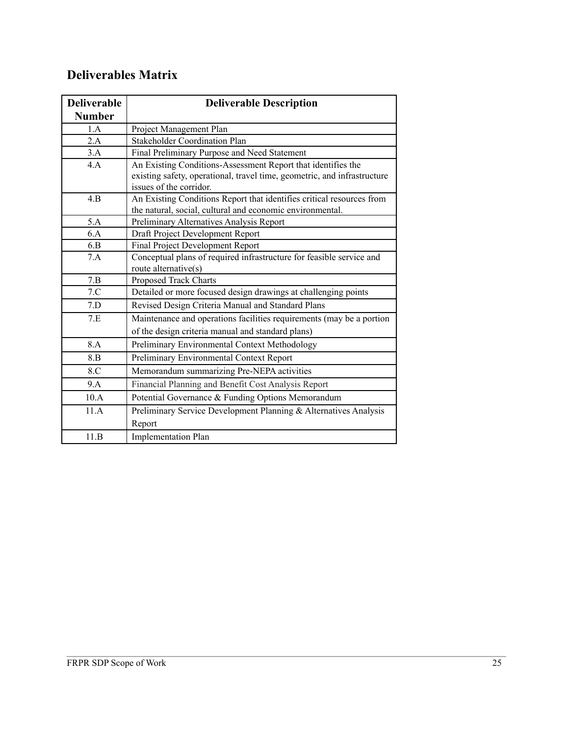## Deliverables Matrix

| Deliverable Number | Deliverable Description |
|---|---|
| 1.A | Project Management Plan |
| 2.A | Stakeholder Coordination Plan |
| 3.A | Final Preliminary Purpose and Need Statement |
| 4.A | An Existing Conditions-Assessment Report that identifies the existing safety, operational, travel time, geometric, and infrastructure issues of the corridor. |
| 4.B | An Existing Conditions Report that identifies critical resources from the natural, social, cultural and economic environmental. |
| 5.A | Preliminary Alternatives Analysis Report |
| 6.A | Draft Project Development Report |
| 6.B | Final Project Development Report |
| 7.A | Conceptual plans of required infrastructure for feasible service and route alternative(s) |
| 7.B | Proposed Track Charts |
| 7.C | Detailed or more focused design drawings at challenging points |
| 7.D | Revised Design Criteria Manual and Standard Plans |
| 7.E | Maintenance and operations facilities requirements (may be a portion of the design criteria manual and standard plans) |
| 8.A | Preliminary Environmental Context Methodology |
| 8.B | Preliminary Environmental Context Report |
| 8.C | Memorandum summarizing Pre-NEPA activities |
| 9.A | Financial Planning and Benefit Cost Analysis Report |
| 10.A | Potential Governance & Funding Options Memorandum |
| 11.A | Preliminary Service Development Planning & Alternatives Analysis Report |
| 11.B | Implementation Plan |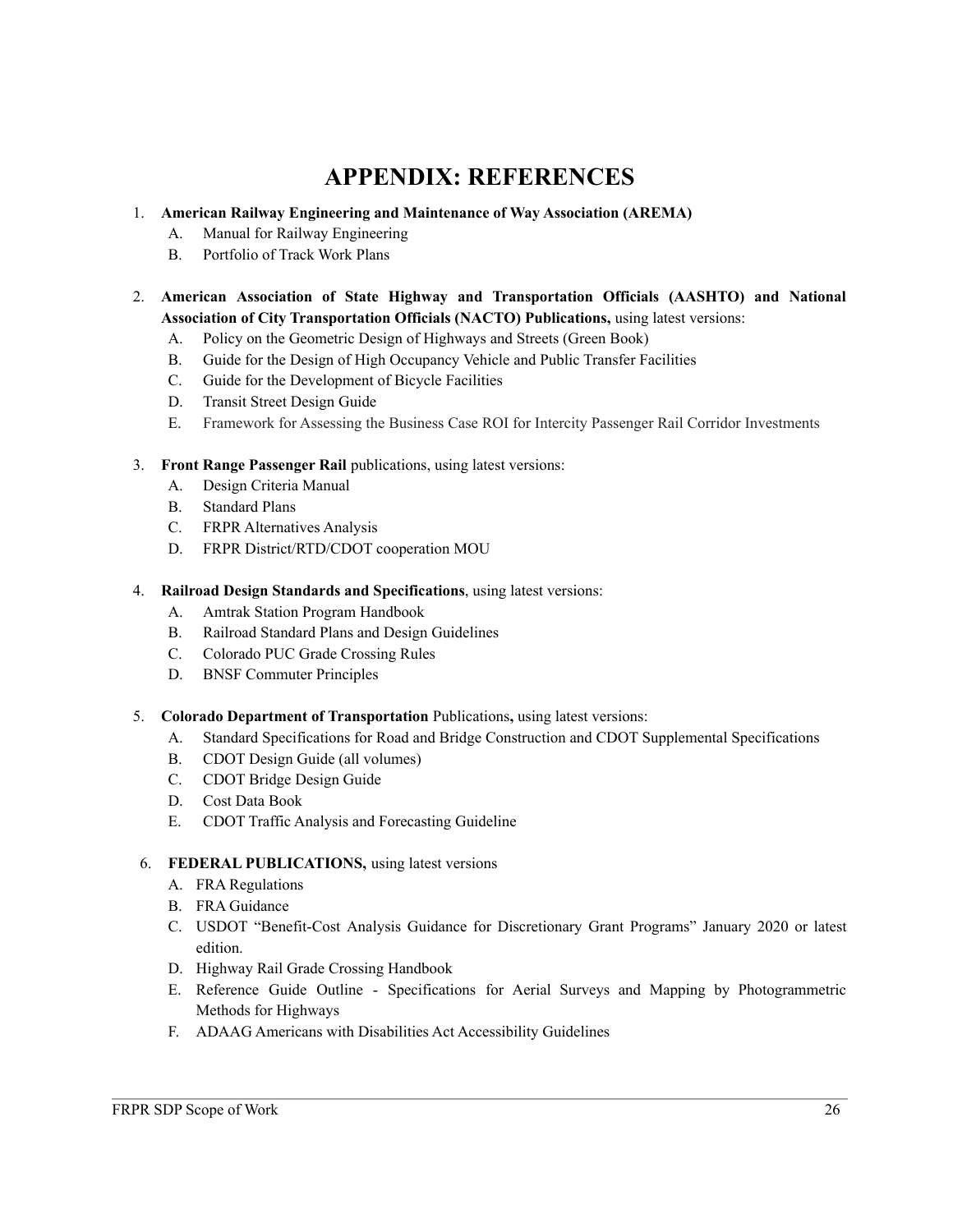# APPENDIX: REFERENCES

1. **American Railway Engineering and Maintenance of Way Association (AREMA)**
   A. Manual for Railway Engineering
   B. Portfolio of Track Work Plans

2. **American Association of State Highway and Transportation Officials (AASHTO) and National Association of City Transportation Officials (NACTO) Publications,** using latest versions:
   A. Policy on the Geometric Design of Highways and Streets (Green Book)
   B. Guide for the Design of High Occupancy Vehicle and Public Transfer Facilities
   C. Guide for the Development of Bicycle Facilities
   D. Transit Street Design Guide
   E. Framework for Assessing the Business Case ROI for Intercity Passenger Rail Corridor Investments

3. **Front Range Passenger Rail** publications, using latest versions:
   A. Design Criteria Manual
   B. Standard Plans
   C. FRPR Alternatives Analysis
   D. FRPR District/RTD/CDOT cooperation MOU

4. **Railroad Design Standards and Specifications**, using latest versions:
   A. Amtrak Station Program Handbook
   B. Railroad Standard Plans and Design Guidelines
   C. Colorado PUC Grade Crossing Rules
   D. BNSF Commuter Principles

5. **Colorado Department of Transportation** Publications**,** using latest versions:
   A. Standard Specifications for Road and Bridge Construction and CDOT Supplemental Specifications
   B. CDOT Design Guide (all volumes)
   C. CDOT Bridge Design Guide
   D. Cost Data Book
   E. CDOT Traffic Analysis and Forecasting Guideline

6. **FEDERAL PUBLICATIONS,** using latest versions
   A. FRA Regulations
   B. FRA Guidance
   C. USDOT "Benefit-Cost Analysis Guidance for Discretionary Grant Programs" January 2020 or latest edition.
   D. Highway Rail Grade Crossing Handbook
   E. Reference Guide Outline - Specifications for Aerial Surveys and Mapping by Photogrammetric Methods for Highways
   F. ADAAG Americans with Disabilities Act Accessibility Guidelines